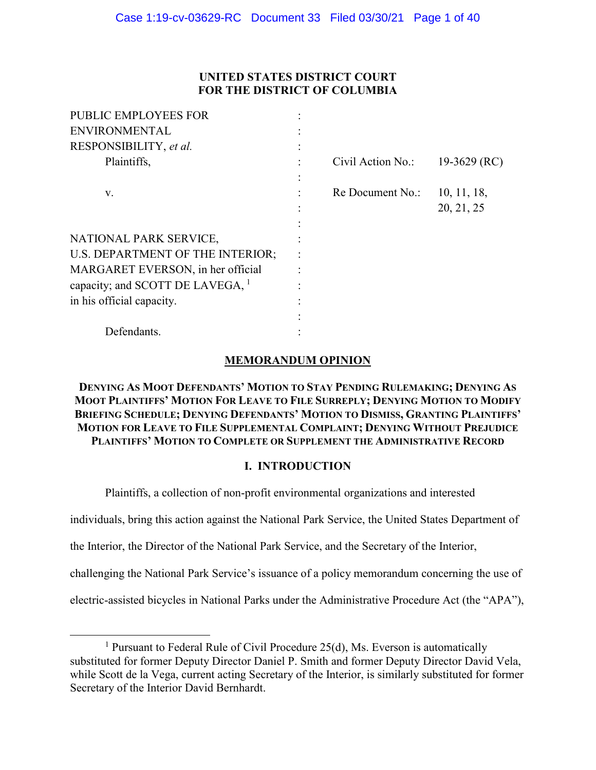# UNITED STATES DISTRICT COURT
# FOR THE DISTRICT OF COLUMBIA

| | | | |
|---|---|---|---|
| PUBLIC EMPLOYEES FOR ENVIRONMENTAL RESPONSIBILITY, *et al.* | : | | |
| Plaintiffs, | : | Civil Action No.: | 19-3629 (RC) |
| v. | : | Re Document No.: | 10, 11, 18, 20, 21, 25 |
| NATIONAL PARK SERVICE, U.S. DEPARTMENT OF THE INTERIOR; MARGARET EVERSON, in her official capacity; and SCOTT DE LAVEGA, [1] in his official capacity. | : | | |
| Defendants. | : | | |

## MEMORANDUM OPINION

**DENYING AS MOOT DEFENDANTS' MOTION TO STAY PENDING RULEMAKING; DENYING AS MOOT PLAINTIFFS' MOTION FOR LEAVE TO FILE SURREPLY; DENYING MOTION TO MODIFY BRIEFING SCHEDULE; DENYING DEFENDANTS' MOTION TO DISMISS, GRANTING PLAINTIFFS' MOTION FOR LEAVE TO FILE SUPPLEMENTAL COMPLAINT; DENYING WITHOUT PREJUDICE PLAINTIFFS' MOTION TO COMPLETE OR SUPPLEMENT THE ADMINISTRATIVE RECORD**

## I. INTRODUCTION

Plaintiffs, a collection of non-profit environmental organizations and interested individuals, bring this action against the National Park Service, the United States Department of the Interior, the Director of the National Park Service, and the Secretary of the Interior, challenging the National Park Service's issuance of a policy memorandum concerning the use of electric-assisted bicycles in National Parks under the Administrative Procedure Act (the "APA"),

[1] Pursuant to Federal Rule of Civil Procedure 25(d), Ms. Everson is automatically substituted for former Deputy Director Daniel P. Smith and former Deputy Director David Vela, while Scott de la Vega, current acting Secretary of the Interior, is similarly substituted for former Secretary of the Interior David Bernhardt.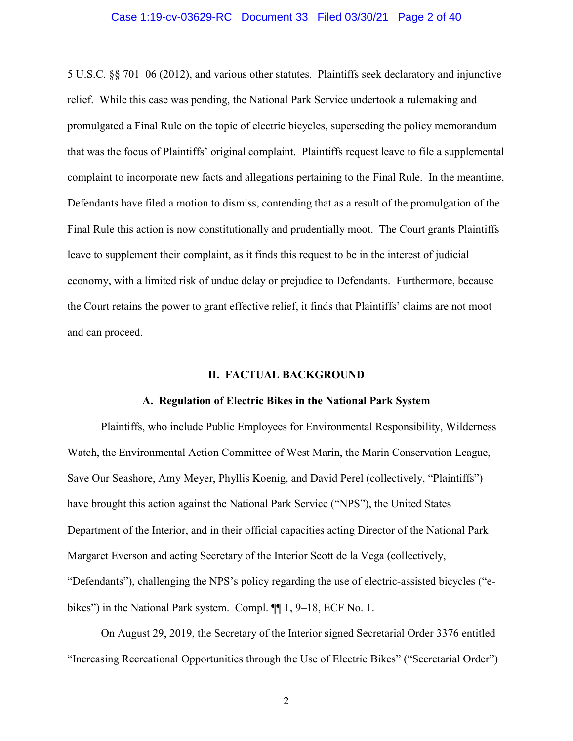5 U.S.C. §§ 701–06 (2012), and various other statutes. Plaintiffs seek declaratory and injunctive relief. While this case was pending, the National Park Service undertook a rulemaking and promulgated a Final Rule on the topic of electric bicycles, superseding the policy memorandum that was the focus of Plaintiffs' original complaint. Plaintiffs request leave to file a supplemental complaint to incorporate new facts and allegations pertaining to the Final Rule. In the meantime, Defendants have filed a motion to dismiss, contending that as a result of the promulgation of the Final Rule this action is now constitutionally and prudentially moot. The Court grants Plaintiffs leave to supplement their complaint, as it finds this request to be in the interest of judicial economy, with a limited risk of undue delay or prejudice to Defendants. Furthermore, because the Court retains the power to grant effective relief, it finds that Plaintiffs' claims are not moot and can proceed.

## II. FACTUAL BACKGROUND

### A. Regulation of Electric Bikes in the National Park System

Plaintiffs, who include Public Employees for Environmental Responsibility, Wilderness Watch, the Environmental Action Committee of West Marin, the Marin Conservation League, Save Our Seashore, Amy Meyer, Phyllis Koenig, and David Perel (collectively, "Plaintiffs") have brought this action against the National Park Service ("NPS"), the United States Department of the Interior, and in their official capacities acting Director of the National Park Margaret Everson and acting Secretary of the Interior Scott de la Vega (collectively, "Defendants"), challenging the NPS's policy regarding the use of electric-assisted bicycles ("e-bikes") in the National Park system. Compl. ¶¶ 1, 9–18, ECF No. 1.

On August 29, 2019, the Secretary of the Interior signed Secretarial Order 3376 entitled "Increasing Recreational Opportunities through the Use of Electric Bikes" ("Secretarial Order")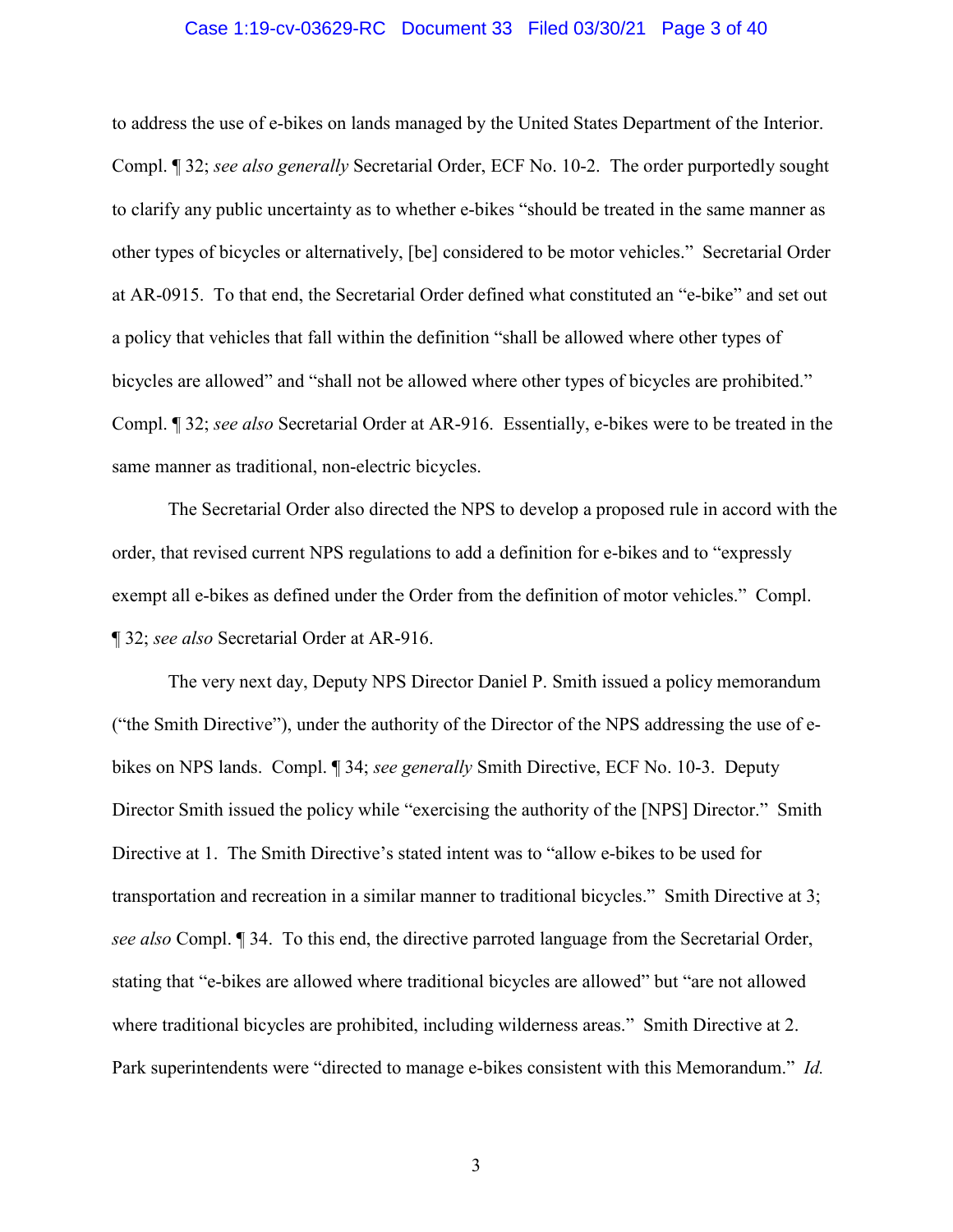to address the use of e-bikes on lands managed by the United States Department of the Interior. Compl. ¶ 32; *see also generally* Secretarial Order, ECF No. 10-2. The order purportedly sought to clarify any public uncertainty as to whether e-bikes "should be treated in the same manner as other types of bicycles or alternatively, [be] considered to be motor vehicles." Secretarial Order at AR-0915. To that end, the Secretarial Order defined what constituted an "e-bike" and set out a policy that vehicles that fall within the definition "shall be allowed where other types of bicycles are allowed" and "shall not be allowed where other types of bicycles are prohibited." Compl. ¶ 32; *see also* Secretarial Order at AR-916. Essentially, e-bikes were to be treated in the same manner as traditional, non-electric bicycles.

The Secretarial Order also directed the NPS to develop a proposed rule in accord with the order, that revised current NPS regulations to add a definition for e-bikes and to "expressly exempt all e-bikes as defined under the Order from the definition of motor vehicles." Compl. ¶ 32; *see also* Secretarial Order at AR-916.

The very next day, Deputy NPS Director Daniel P. Smith issued a policy memorandum ("the Smith Directive"), under the authority of the Director of the NPS addressing the use of e-bikes on NPS lands. Compl. ¶ 34; *see generally* Smith Directive, ECF No. 10-3. Deputy Director Smith issued the policy while "exercising the authority of the [NPS] Director." Smith Directive at 1. The Smith Directive's stated intent was to "allow e-bikes to be used for transportation and recreation in a similar manner to traditional bicycles." Smith Directive at 3; *see also* Compl. ¶ 34. To this end, the directive parroted language from the Secretarial Order, stating that "e-bikes are allowed where traditional bicycles are allowed" but "are not allowed where traditional bicycles are prohibited, including wilderness areas." Smith Directive at 2. Park superintendents were "directed to manage e-bikes consistent with this Memorandum." *Id.*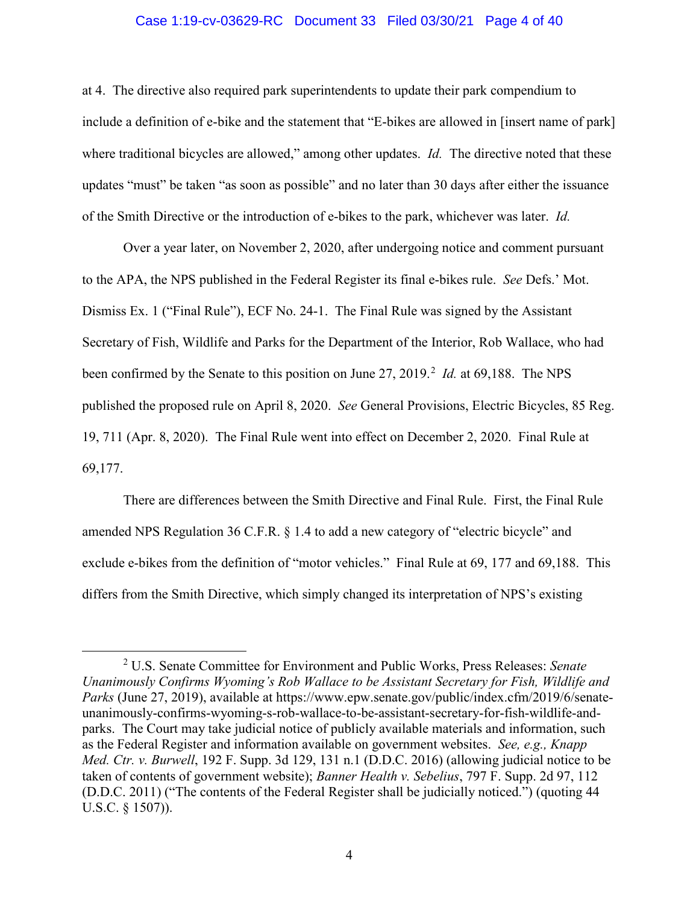at 4. The directive also required park superintendents to update their park compendium to include a definition of e-bike and the statement that "E-bikes are allowed in [insert name of park] where traditional bicycles are allowed," among other updates. *Id.* The directive noted that these updates "must" be taken "as soon as possible" and no later than 30 days after either the issuance of the Smith Directive or the introduction of e-bikes to the park, whichever was later. *Id.*

Over a year later, on November 2, 2020, after undergoing notice and comment pursuant to the APA, the NPS published in the Federal Register its final e-bikes rule. *See* Defs.' Mot. Dismiss Ex. 1 ("Final Rule"), ECF No. 24-1. The Final Rule was signed by the Assistant Secretary of Fish, Wildlife and Parks for the Department of the Interior, Rob Wallace, who had been confirmed by the Senate to this position on June 27, 2019.[2] *Id.* at 69,188. The NPS published the proposed rule on April 8, 2020. *See* General Provisions, Electric Bicycles, 85 Reg. 19, 711 (Apr. 8, 2020). The Final Rule went into effect on December 2, 2020. Final Rule at 69,177.

There are differences between the Smith Directive and Final Rule. First, the Final Rule amended NPS Regulation 36 C.F.R. § 1.4 to add a new category of "electric bicycle" and exclude e-bikes from the definition of "motor vehicles." Final Rule at 69, 177 and 69,188. This differs from the Smith Directive, which simply changed its interpretation of NPS's existing

---

[2] U.S. Senate Committee for Environment and Public Works, Press Releases: *Senate Unanimously Confirms Wyoming's Rob Wallace to be Assistant Secretary for Fish, Wildlife and Parks* (June 27, 2019), available at https://www.epw.senate.gov/public/index.cfm/2019/6/senate-unanimously-confirms-wyoming-s-rob-wallace-to-be-assistant-secretary-for-fish-wildlife-and-parks. The Court may take judicial notice of publicly available materials and information, such as the Federal Register and information available on government websites. *See, e.g., Knapp Med. Ctr. v. Burwell*, 192 F. Supp. 3d 129, 131 n.1 (D.D.C. 2016) (allowing judicial notice to be taken of contents of government website); *Banner Health v. Sebelius*, 797 F. Supp. 2d 97, 112 (D.D.C. 2011) ("The contents of the Federal Register shall be judicially noticed.") (quoting 44 U.S.C. § 1507)).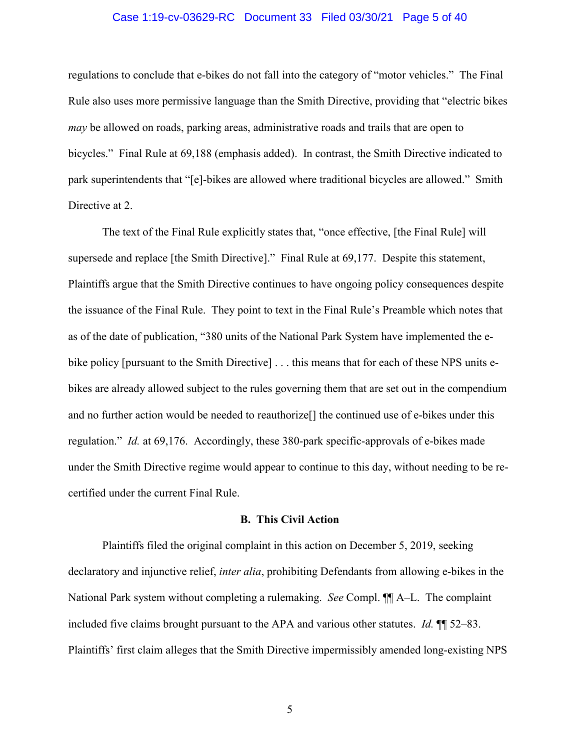regulations to conclude that e-bikes do not fall into the category of "motor vehicles." The Final Rule also uses more permissive language than the Smith Directive, providing that "electric bikes *may* be allowed on roads, parking areas, administrative roads and trails that are open to bicycles." Final Rule at 69,188 (emphasis added). In contrast, the Smith Directive indicated to park superintendents that "[e]-bikes are allowed where traditional bicycles are allowed." Smith Directive at 2.

The text of the Final Rule explicitly states that, "once effective, [the Final Rule] will supersede and replace [the Smith Directive]." Final Rule at 69,177. Despite this statement, Plaintiffs argue that the Smith Directive continues to have ongoing policy consequences despite the issuance of the Final Rule. They point to text in the Final Rule's Preamble which notes that as of the date of publication, "380 units of the National Park System have implemented the e-bike policy [pursuant to the Smith Directive] . . . this means that for each of these NPS units e-bikes are already allowed subject to the rules governing them that are set out in the compendium and no further action would be needed to reauthorize[] the continued use of e-bikes under this regulation." *Id.* at 69,176. Accordingly, these 380-park specific-approvals of e-bikes made under the Smith Directive regime would appear to continue to this day, without needing to be re-certified under the current Final Rule.

### B. This Civil Action

Plaintiffs filed the original complaint in this action on December 5, 2019, seeking declaratory and injunctive relief, *inter alia*, prohibiting Defendants from allowing e-bikes in the National Park system without completing a rulemaking. *See* Compl. ¶¶ A–L. The complaint included five claims brought pursuant to the APA and various other statutes. *Id.* ¶¶ 52–83. Plaintiffs' first claim alleges that the Smith Directive impermissibly amended long-existing NPS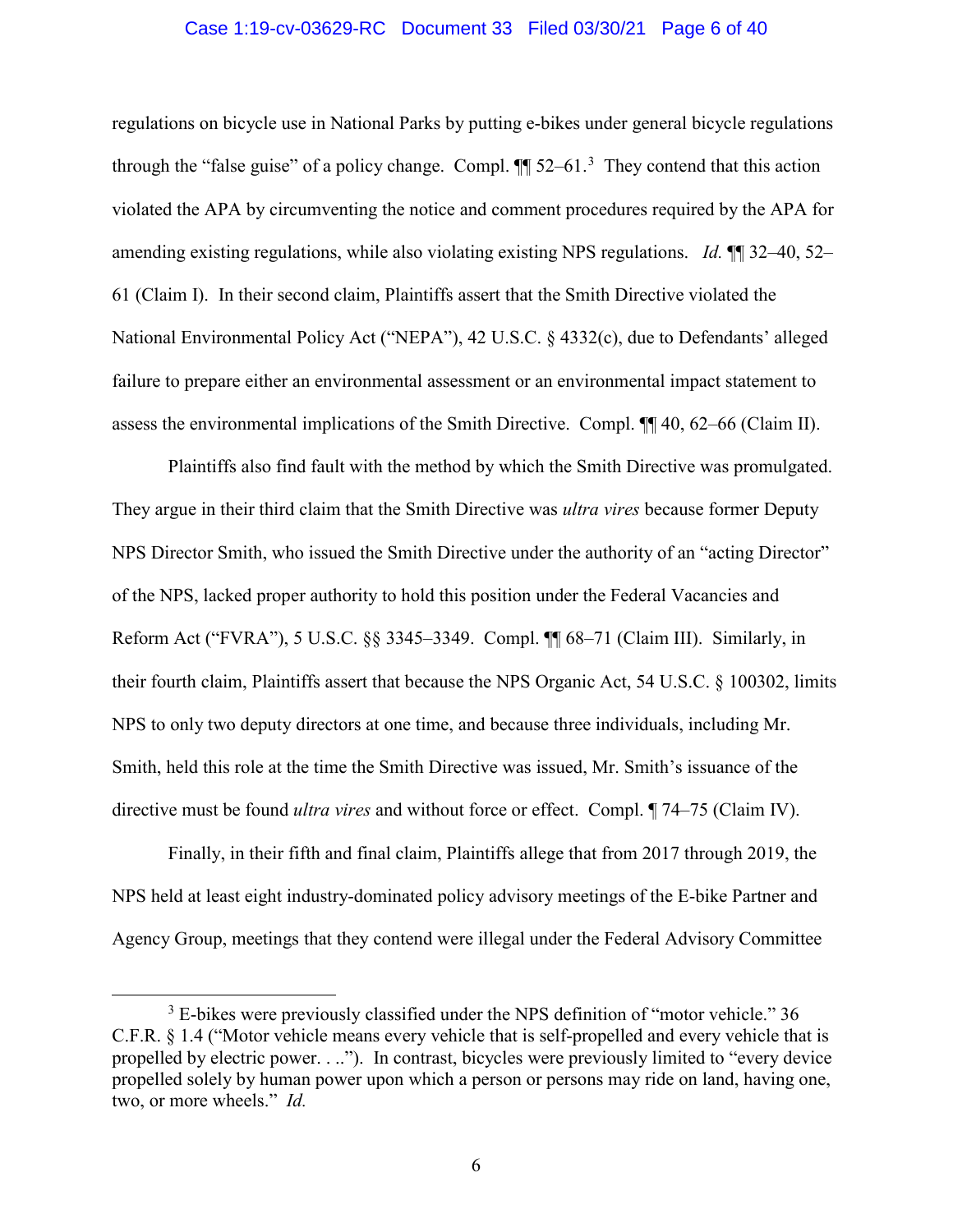regulations on bicycle use in National Parks by putting e-bikes under general bicycle regulations through the "false guise" of a policy change. Compl. ¶¶ 52–61.[3] They contend that this action violated the APA by circumventing the notice and comment procedures required by the APA for amending existing regulations, while also violating existing NPS regulations. *Id.* ¶¶ 32–40, 52–61 (Claim I). In their second claim, Plaintiffs assert that the Smith Directive violated the National Environmental Policy Act ("NEPA"), 42 U.S.C. § 4332(c), due to Defendants' alleged failure to prepare either an environmental assessment or an environmental impact statement to assess the environmental implications of the Smith Directive. Compl. ¶¶ 40, 62–66 (Claim II).

Plaintiffs also find fault with the method by which the Smith Directive was promulgated. They argue in their third claim that the Smith Directive was *ultra vires* because former Deputy NPS Director Smith, who issued the Smith Directive under the authority of an "acting Director" of the NPS, lacked proper authority to hold this position under the Federal Vacancies and Reform Act ("FVRA"), 5 U.S.C. §§ 3345–3349. Compl. ¶¶ 68–71 (Claim III). Similarly, in their fourth claim, Plaintiffs assert that because the NPS Organic Act, 54 U.S.C. § 100302, limits NPS to only two deputy directors at one time, and because three individuals, including Mr. Smith, held this role at the time the Smith Directive was issued, Mr. Smith's issuance of the directive must be found *ultra vires* and without force or effect. Compl. ¶ 74–75 (Claim IV).

Finally, in their fifth and final claim, Plaintiffs allege that from 2017 through 2019, the NPS held at least eight industry-dominated policy advisory meetings of the E-bike Partner and Agency Group, meetings that they contend were illegal under the Federal Advisory Committee

---

[3] E-bikes were previously classified under the NPS definition of "motor vehicle." 36 C.F.R. § 1.4 ("Motor vehicle means every vehicle that is self-propelled and every vehicle that is propelled by electric power. . ..."). In contrast, bicycles were previously limited to "every device propelled solely by human power upon which a person or persons may ride on land, having one, two, or more wheels." *Id.*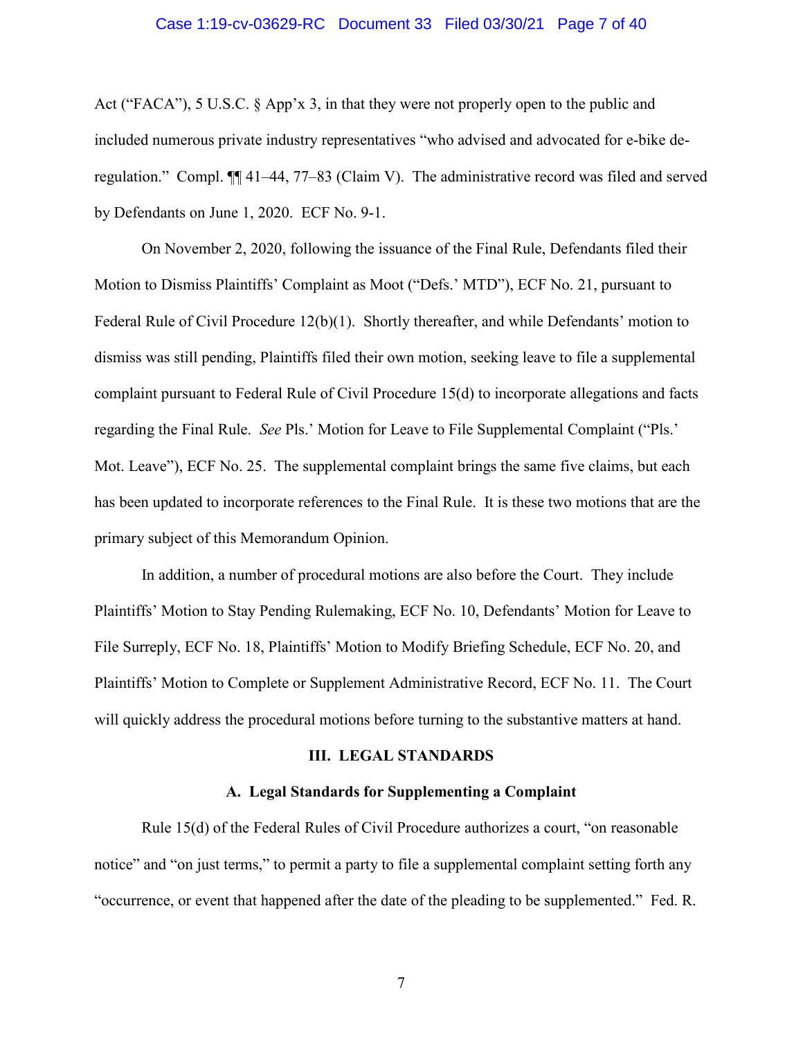Act ("FACA"), 5 U.S.C. § App'x 3, in that they were not properly open to the public and included numerous private industry representatives "who advised and advocated for e-bike de-regulation." Compl. ¶¶ 41–44, 77–83 (Claim V). The administrative record was filed and served by Defendants on June 1, 2020. ECF No. 9-1.

On November 2, 2020, following the issuance of the Final Rule, Defendants filed their Motion to Dismiss Plaintiffs' Complaint as Moot ("Defs.' MTD"), ECF No. 21, pursuant to Federal Rule of Civil Procedure 12(b)(1). Shortly thereafter, and while Defendants' motion to dismiss was still pending, Plaintiffs filed their own motion, seeking leave to file a supplemental complaint pursuant to Federal Rule of Civil Procedure 15(d) to incorporate allegations and facts regarding the Final Rule. *See* Pls.' Motion for Leave to File Supplemental Complaint ("Pls.' Mot. Leave"), ECF No. 25. The supplemental complaint brings the same five claims, but each has been updated to incorporate references to the Final Rule. It is these two motions that are the primary subject of this Memorandum Opinion.

In addition, a number of procedural motions are also before the Court. They include Plaintiffs' Motion to Stay Pending Rulemaking, ECF No. 10, Defendants' Motion for Leave to File Surreply, ECF No. 18, Plaintiffs' Motion to Modify Briefing Schedule, ECF No. 20, and Plaintiffs' Motion to Complete or Supplement Administrative Record, ECF No. 11. The Court will quickly address the procedural motions before turning to the substantive matters at hand.

## III. LEGAL STANDARDS

### A. Legal Standards for Supplementing a Complaint

Rule 15(d) of the Federal Rules of Civil Procedure authorizes a court, "on reasonable notice" and "on just terms," to permit a party to file a supplemental complaint setting forth any "occurrence, or event that happened after the date of the pleading to be supplemented." Fed. R.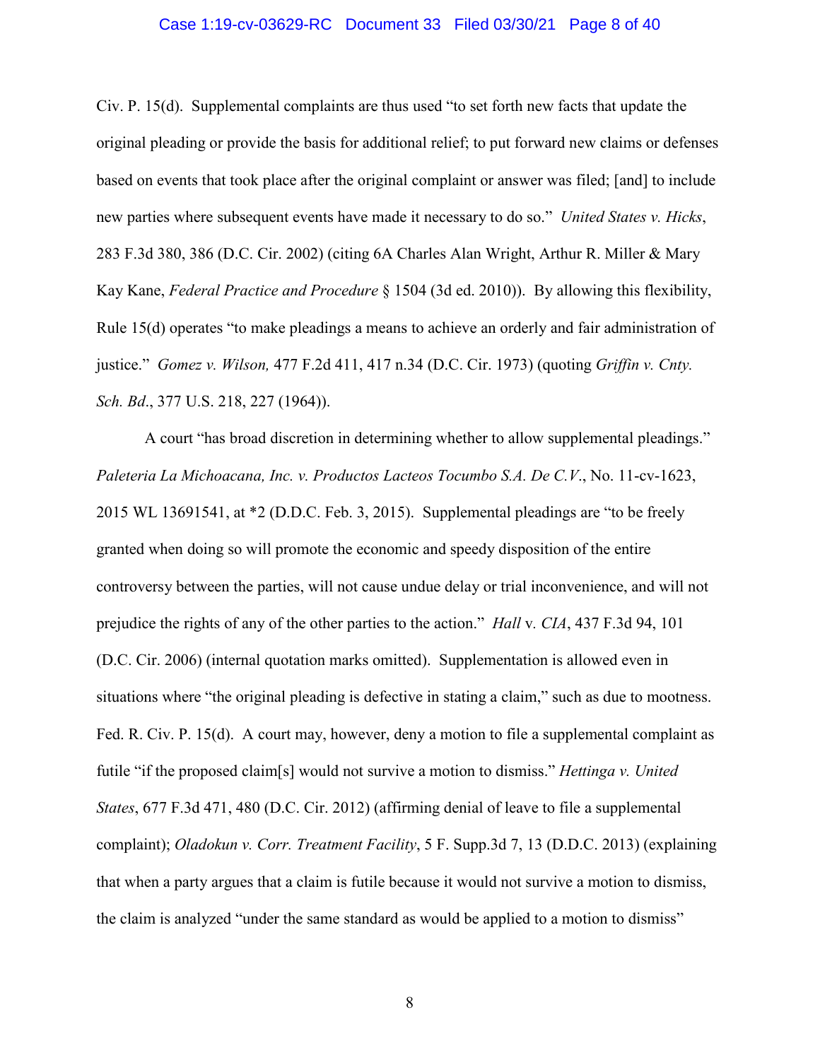Civ. P. 15(d). Supplemental complaints are thus used "to set forth new facts that update the original pleading or provide the basis for additional relief; to put forward new claims or defenses based on events that took place after the original complaint or answer was filed; [and] to include new parties where subsequent events have made it necessary to do so." *United States v. Hicks*, 283 F.3d 380, 386 (D.C. Cir. 2002) (citing 6A Charles Alan Wright, Arthur R. Miller & Mary Kay Kane, *Federal Practice and Procedure* § 1504 (3d ed. 2010)). By allowing this flexibility, Rule 15(d) operates "to make pleadings a means to achieve an orderly and fair administration of justice." *Gomez v. Wilson,* 477 F.2d 411, 417 n.34 (D.C. Cir. 1973) (quoting *Griffin v. Cnty. Sch. Bd*., 377 U.S. 218, 227 (1964)).

A court "has broad discretion in determining whether to allow supplemental pleadings." *Paleteria La Michoacana, Inc. v. Productos Lacteos Tocumbo S.A. De C.V*., No. 11-cv-1623, 2015 WL 13691541, at *2 (D.D.C. Feb. 3, 2015). Supplemental pleadings are "to be freely granted when doing so will promote the economic and speedy disposition of the entire controversy between the parties, will not cause undue delay or trial inconvenience, and will not prejudice the rights of any of the other parties to the action." *Hall* v. *CIA*, 437 F.3d 94, 101 (D.C. Cir. 2006) (internal quotation marks omitted). Supplementation is allowed even in situations where "the original pleading is defective in stating a claim," such as due to mootness. Fed. R. Civ. P. 15(d). A court may, however, deny a motion to file a supplemental complaint as futile "if the proposed claim[s] would not survive a motion to dismiss." *Hettinga v. United States*, 677 F.3d 471, 480 (D.C. Cir. 2012) (affirming denial of leave to file a supplemental complaint); *Oladokun v. Corr. Treatment Facility*, 5 F. Supp.3d 7, 13 (D.D.C. 2013) (explaining that when a party argues that a claim is futile because it would not survive a motion to dismiss, the claim is analyzed "under the same standard as would be applied to a motion to dismiss"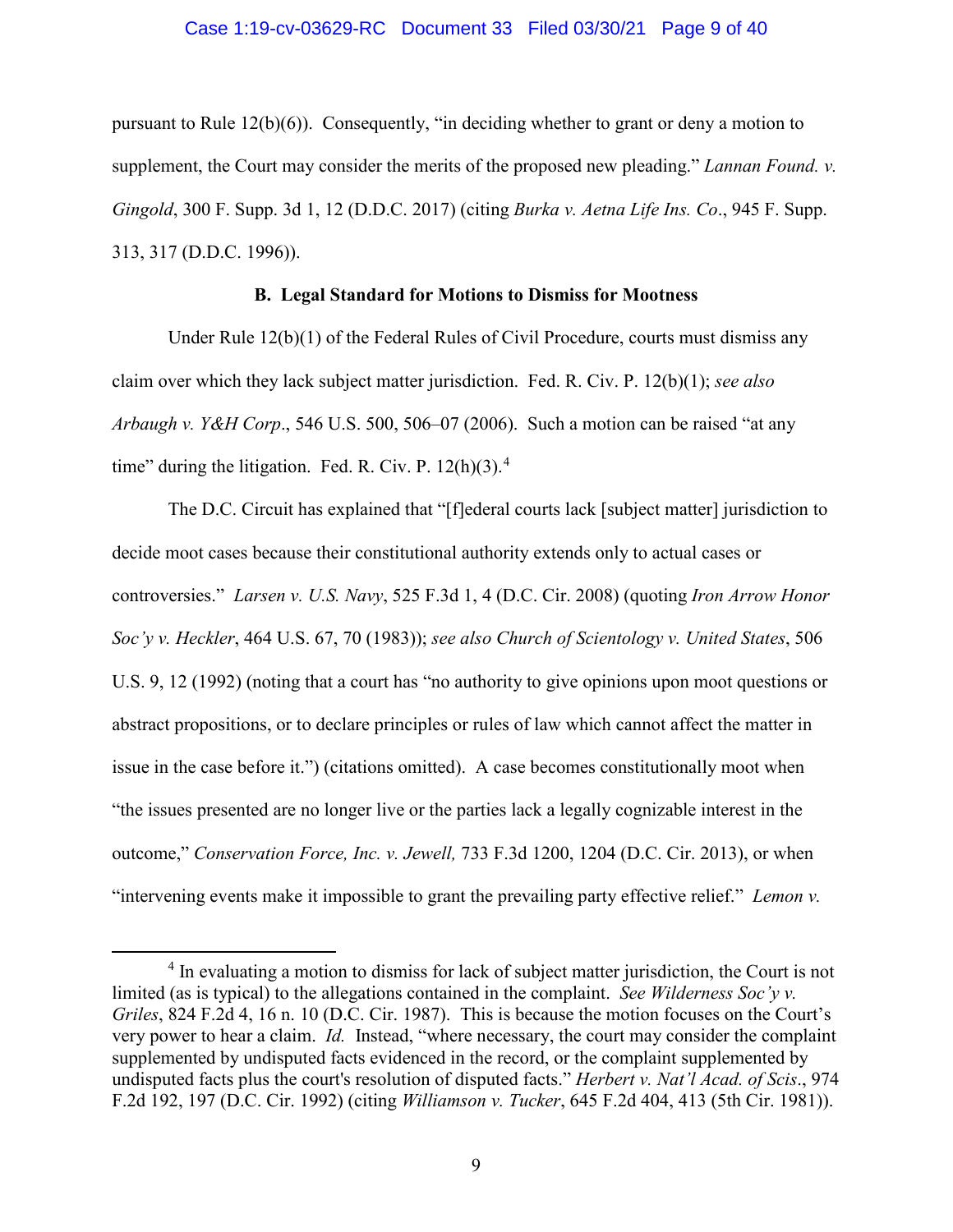pursuant to Rule 12(b)(6)). Consequently, "in deciding whether to grant or deny a motion to supplement, the Court may consider the merits of the proposed new pleading." *Lannan Found. v. Gingold*, 300 F. Supp. 3d 1, 12 (D.D.C. 2017) (citing *Burka v. Aetna Life Ins. Co*., 945 F. Supp. 313, 317 (D.D.C. 1996)).

### B. Legal Standard for Motions to Dismiss for Mootness

Under Rule 12(b)(1) of the Federal Rules of Civil Procedure, courts must dismiss any claim over which they lack subject matter jurisdiction. Fed. R. Civ. P. 12(b)(1); *see also Arbaugh v. Y&H Corp*., 546 U.S. 500, 506–07 (2006). Such a motion can be raised "at any time" during the litigation. Fed. R. Civ. P. 12(h)(3).[4]

The D.C. Circuit has explained that "[f]ederal courts lack [subject matter] jurisdiction to decide moot cases because their constitutional authority extends only to actual cases or controversies." *Larsen v. U.S. Navy*, 525 F.3d 1, 4 (D.C. Cir. 2008) (quoting *Iron Arrow Honor Soc'y v. Heckler*, 464 U.S. 67, 70 (1983)); *see also Church of Scientology v. United States*, 506 U.S. 9, 12 (1992) (noting that a court has "no authority to give opinions upon moot questions or abstract propositions, or to declare principles or rules of law which cannot affect the matter in issue in the case before it.") (citations omitted). A case becomes constitutionally moot when "the issues presented are no longer live or the parties lack a legally cognizable interest in the outcome," *Conservation Force, Inc. v. Jewell,* 733 F.3d 1200, 1204 (D.C. Cir. 2013), or when "intervening events make it impossible to grant the prevailing party effective relief." *Lemon v.*

---

[4] In evaluating a motion to dismiss for lack of subject matter jurisdiction, the Court is not limited (as is typical) to the allegations contained in the complaint. *See Wilderness Soc'y v. Griles*, 824 F.2d 4, 16 n. 10 (D.C. Cir. 1987). This is because the motion focuses on the Court's very power to hear a claim. *Id.* Instead, "where necessary, the court may consider the complaint supplemented by undisputed facts evidenced in the record, or the complaint supplemented by undisputed facts plus the court's resolution of disputed facts." *Herbert v. Nat'l Acad. of Scis*., 974 F.2d 192, 197 (D.C. Cir. 1992) (citing *Williamson v. Tucker*, 645 F.2d 404, 413 (5th Cir. 1981)).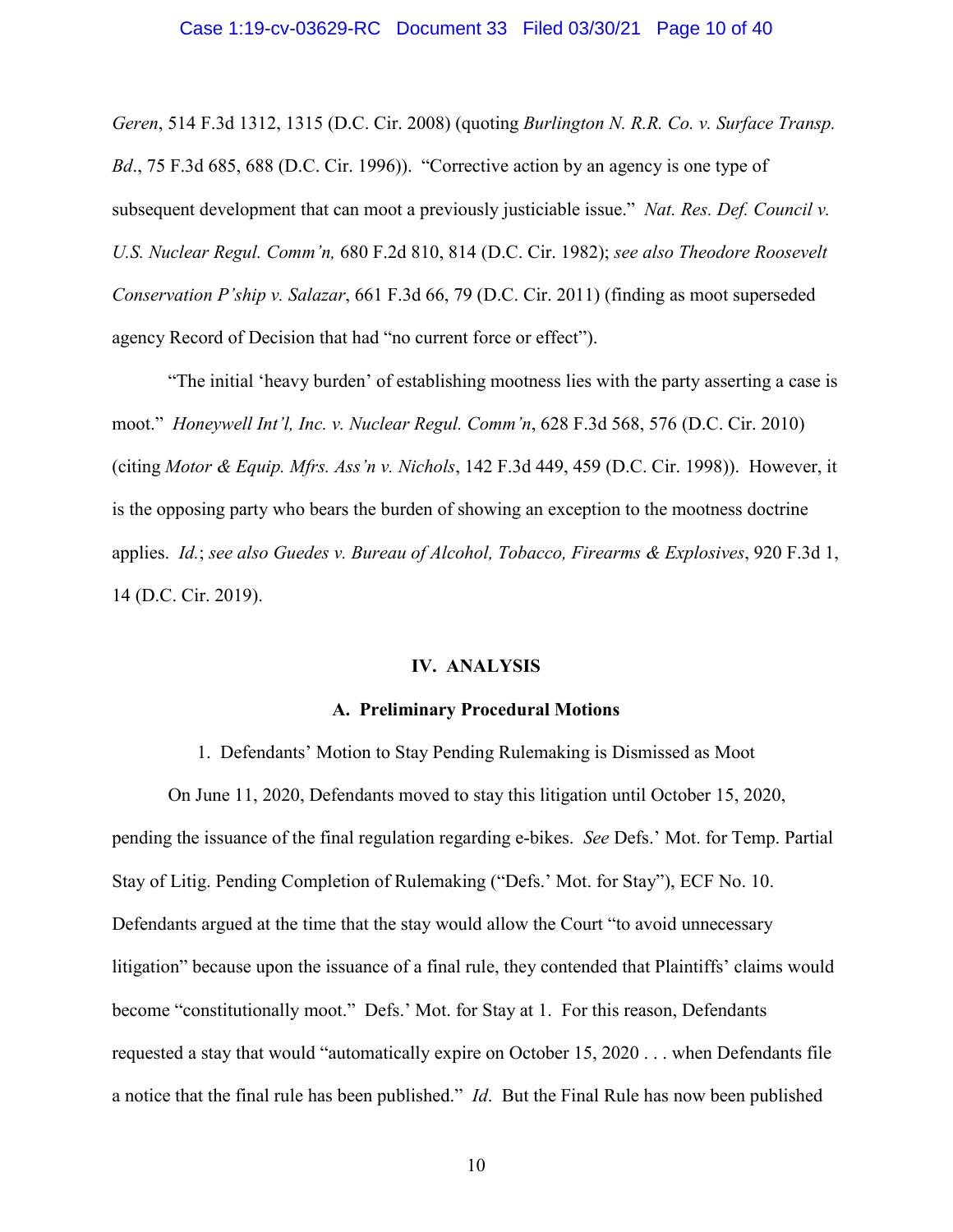*Geren*, 514 F.3d 1312, 1315 (D.C. Cir. 2008) (quoting *Burlington N. R.R. Co. v. Surface Transp. Bd*., 75 F.3d 685, 688 (D.C. Cir. 1996)). "Corrective action by an agency is one type of subsequent development that can moot a previously justiciable issue." *Nat. Res. Def. Council v. U.S. Nuclear Regul. Comm'n,* 680 F.2d 810, 814 (D.C. Cir. 1982); *see also Theodore Roosevelt Conservation P'ship v. Salazar*, 661 F.3d 66, 79 (D.C. Cir. 2011) (finding as moot superseded agency Record of Decision that had "no current force or effect").

"The initial 'heavy burden' of establishing mootness lies with the party asserting a case is moot." *Honeywell Int'l, Inc. v. Nuclear Regul. Comm'n*, 628 F.3d 568, 576 (D.C. Cir. 2010) (citing *Motor & Equip. Mfrs. Ass'n v. Nichols*, 142 F.3d 449, 459 (D.C. Cir. 1998)). However, it is the opposing party who bears the burden of showing an exception to the mootness doctrine applies. *Id.*; *see also Guedes v. Bureau of Alcohol, Tobacco, Firearms & Explosives*, 920 F.3d 1, 14 (D.C. Cir. 2019).

## IV. ANALYSIS

### A. Preliminary Procedural Motions

#### 1. Defendants' Motion to Stay Pending Rulemaking is Dismissed as Moot

On June 11, 2020, Defendants moved to stay this litigation until October 15, 2020, pending the issuance of the final regulation regarding e-bikes. *See* Defs.' Mot. for Temp. Partial Stay of Litig. Pending Completion of Rulemaking ("Defs.' Mot. for Stay"), ECF No. 10. Defendants argued at the time that the stay would allow the Court "to avoid unnecessary litigation" because upon the issuance of a final rule, they contended that Plaintiffs' claims would become "constitutionally moot." Defs.' Mot. for Stay at 1. For this reason, Defendants requested a stay that would "automatically expire on October 15, 2020 . . . when Defendants file a notice that the final rule has been published." *Id*. But the Final Rule has now been published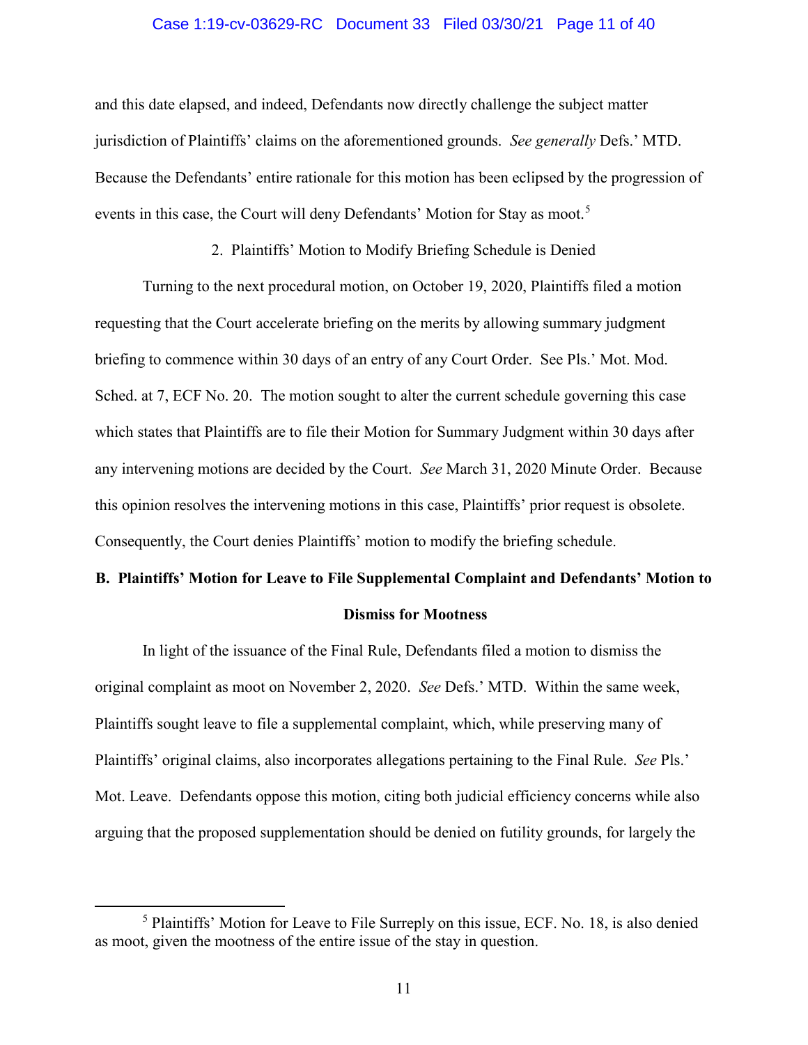and this date elapsed, and indeed, Defendants now directly challenge the subject matter jurisdiction of Plaintiffs' claims on the aforementioned grounds. *See generally* Defs.' MTD. Because the Defendants' entire rationale for this motion has been eclipsed by the progression of events in this case, the Court will deny Defendants' Motion for Stay as moot.[5]

2. Plaintiffs' Motion to Modify Briefing Schedule is Denied

Turning to the next procedural motion, on October 19, 2020, Plaintiffs filed a motion requesting that the Court accelerate briefing on the merits by allowing summary judgment briefing to commence within 30 days of an entry of any Court Order. See Pls.' Mot. Mod. Sched. at 7, ECF No. 20. The motion sought to alter the current schedule governing this case which states that Plaintiffs are to file their Motion for Summary Judgment within 30 days after any intervening motions are decided by the Court. *See* March 31, 2020 Minute Order. Because this opinion resolves the intervening motions in this case, Plaintiffs' prior request is obsolete. Consequently, the Court denies Plaintiffs' motion to modify the briefing schedule.

**B. Plaintiffs' Motion for Leave to File Supplemental Complaint and Defendants' Motion to Dismiss for Mootness**

In light of the issuance of the Final Rule, Defendants filed a motion to dismiss the original complaint as moot on November 2, 2020. *See* Defs.' MTD. Within the same week, Plaintiffs sought leave to file a supplemental complaint, which, while preserving many of Plaintiffs' original claims, also incorporates allegations pertaining to the Final Rule. *See* Pls.' Mot. Leave. Defendants oppose this motion, citing both judicial efficiency concerns while also arguing that the proposed supplementation should be denied on futility grounds, for largely the

[5] Plaintiffs' Motion for Leave to File Surreply on this issue, ECF. No. 18, is also denied as moot, given the mootness of the entire issue of the stay in question.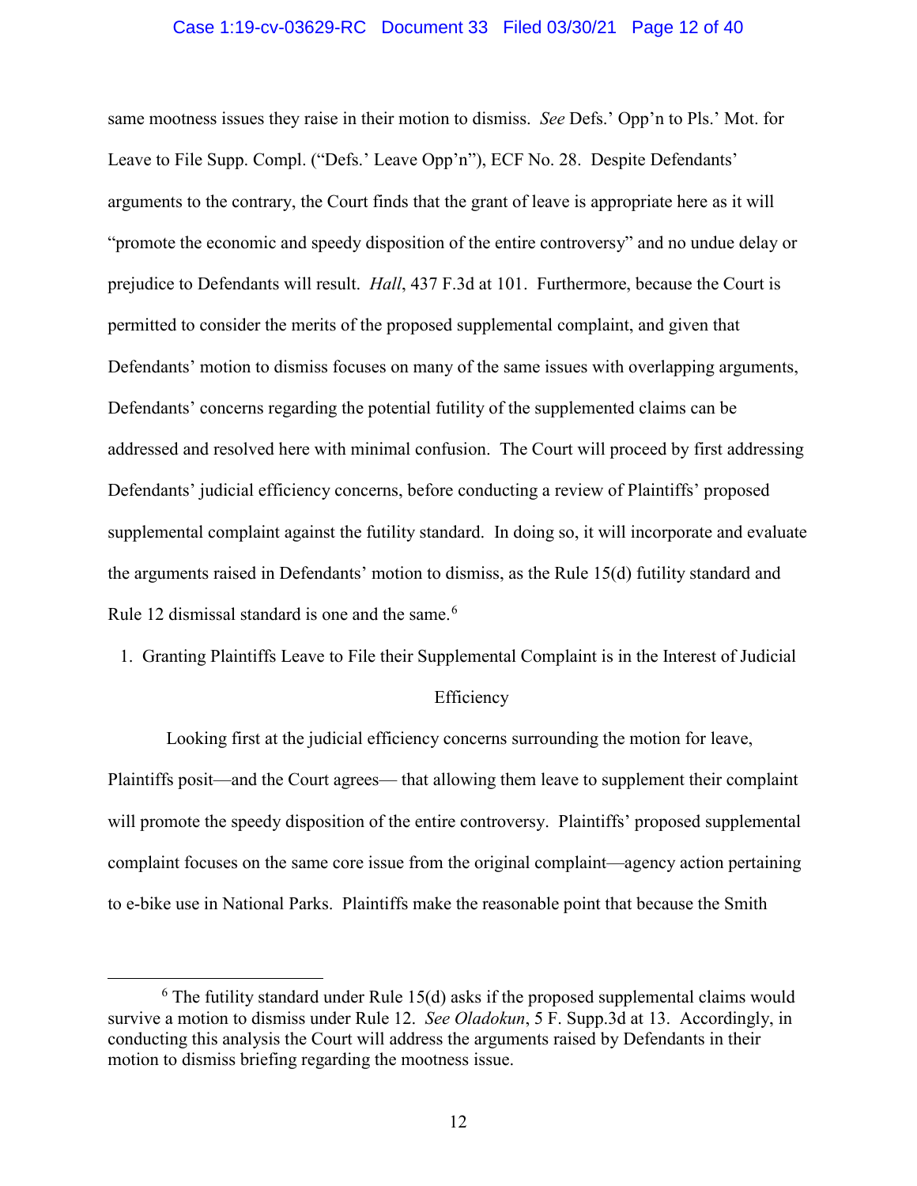same mootness issues they raise in their motion to dismiss. *See* Defs.' Opp'n to Pls.' Mot. for Leave to File Supp. Compl. ("Defs.' Leave Opp'n"), ECF No. 28. Despite Defendants' arguments to the contrary, the Court finds that the grant of leave is appropriate here as it will "promote the economic and speedy disposition of the entire controversy" and no undue delay or prejudice to Defendants will result. *Hall*, 437 F.3d at 101. Furthermore, because the Court is permitted to consider the merits of the proposed supplemental complaint, and given that Defendants' motion to dismiss focuses on many of the same issues with overlapping arguments, Defendants' concerns regarding the potential futility of the supplemented claims can be addressed and resolved here with minimal confusion. The Court will proceed by first addressing Defendants' judicial efficiency concerns, before conducting a review of Plaintiffs' proposed supplemental complaint against the futility standard. In doing so, it will incorporate and evaluate the arguments raised in Defendants' motion to dismiss, as the Rule 15(d) futility standard and Rule 12 dismissal standard is one and the same.[6]

1. Granting Plaintiffs Leave to File their Supplemental Complaint is in the Interest of Judicial Efficiency

Looking first at the judicial efficiency concerns surrounding the motion for leave, Plaintiffs posit—and the Court agrees— that allowing them leave to supplement their complaint will promote the speedy disposition of the entire controversy. Plaintiffs' proposed supplemental complaint focuses on the same core issue from the original complaint—agency action pertaining to e-bike use in National Parks. Plaintiffs make the reasonable point that because the Smith

---

[6] The futility standard under Rule 15(d) asks if the proposed supplemental claims would survive a motion to dismiss under Rule 12. *See Oladokun*, 5 F. Supp.3d at 13. Accordingly, in conducting this analysis the Court will address the arguments raised by Defendants in their motion to dismiss briefing regarding the mootness issue.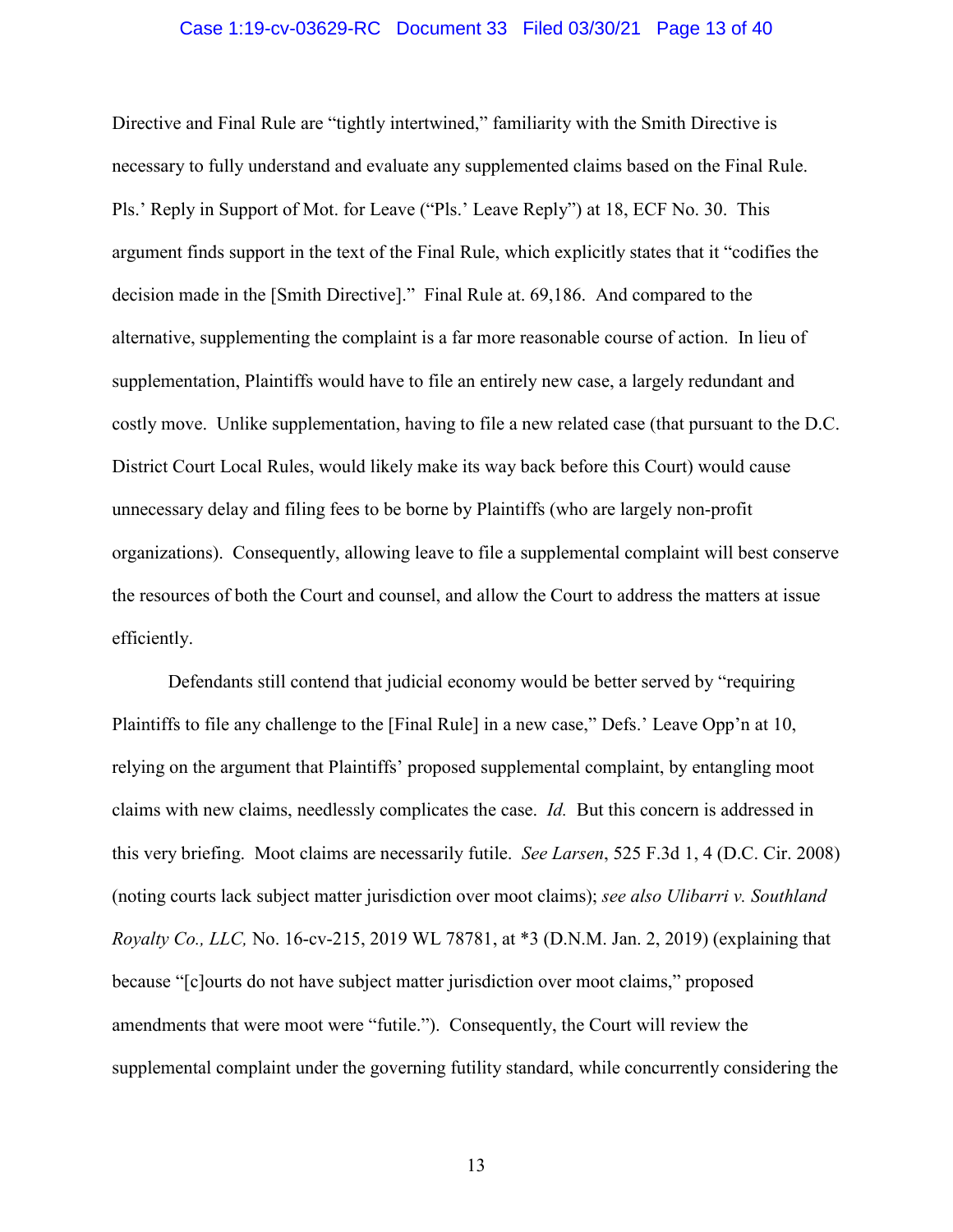Directive and Final Rule are "tightly intertwined," familiarity with the Smith Directive is necessary to fully understand and evaluate any supplemented claims based on the Final Rule. Pls.' Reply in Support of Mot. for Leave ("Pls.' Leave Reply") at 18, ECF No. 30. This argument finds support in the text of the Final Rule, which explicitly states that it "codifies the decision made in the [Smith Directive]." Final Rule at. 69,186. And compared to the alternative, supplementing the complaint is a far more reasonable course of action. In lieu of supplementation, Plaintiffs would have to file an entirely new case, a largely redundant and costly move. Unlike supplementation, having to file a new related case (that pursuant to the D.C. District Court Local Rules, would likely make its way back before this Court) would cause unnecessary delay and filing fees to be borne by Plaintiffs (who are largely non-profit organizations). Consequently, allowing leave to file a supplemental complaint will best conserve the resources of both the Court and counsel, and allow the Court to address the matters at issue efficiently.

Defendants still contend that judicial economy would be better served by "requiring Plaintiffs to file any challenge to the [Final Rule] in a new case," Defs.' Leave Opp'n at 10, relying on the argument that Plaintiffs' proposed supplemental complaint, by entangling moot claims with new claims, needlessly complicates the case. *Id.* But this concern is addressed in this very briefing. Moot claims are necessarily futile. *See Larsen*, 525 F.3d 1, 4 (D.C. Cir. 2008) (noting courts lack subject matter jurisdiction over moot claims); *see also Ulibarri v. Southland Royalty Co., LLC,* No. 16-cv-215, 2019 WL 78781, at *3 (D.N.M. Jan. 2, 2019) (explaining that because "[c]ourts do not have subject matter jurisdiction over moot claims," proposed amendments that were moot were "futile."). Consequently, the Court will review the supplemental complaint under the governing futility standard, while concurrently considering the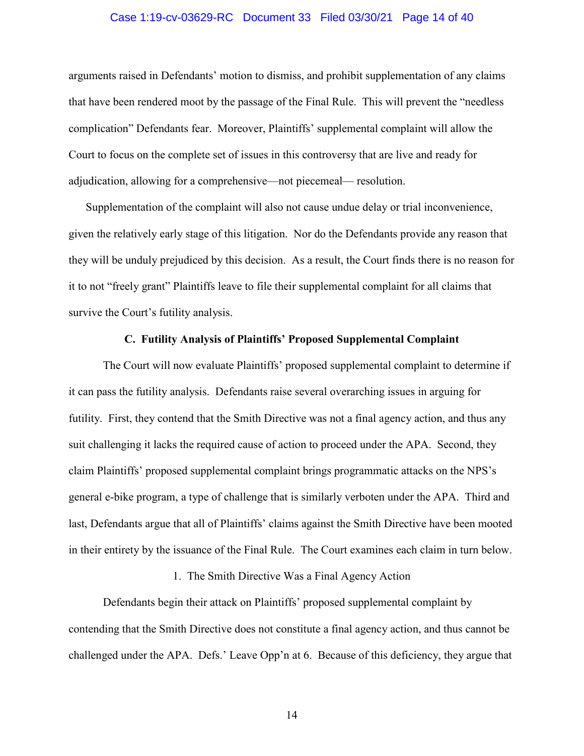arguments raised in Defendants' motion to dismiss, and prohibit supplementation of any claims that have been rendered moot by the passage of the Final Rule. This will prevent the "needless complication" Defendants fear. Moreover, Plaintiffs' supplemental complaint will allow the Court to focus on the complete set of issues in this controversy that are live and ready for adjudication, allowing for a comprehensive—not piecemeal— resolution.

Supplementation of the complaint will also not cause undue delay or trial inconvenience, given the relatively early stage of this litigation. Nor do the Defendants provide any reason that they will be unduly prejudiced by this decision. As a result, the Court finds there is no reason for it to not "freely grant" Plaintiffs leave to file their supplemental complaint for all claims that survive the Court's futility analysis.

### C. Futility Analysis of Plaintiffs' Proposed Supplemental Complaint

The Court will now evaluate Plaintiffs' proposed supplemental complaint to determine if it can pass the futility analysis. Defendants raise several overarching issues in arguing for futility. First, they contend that the Smith Directive was not a final agency action, and thus any suit challenging it lacks the required cause of action to proceed under the APA. Second, they claim Plaintiffs' proposed supplemental complaint brings programmatic attacks on the NPS's general e-bike program, a type of challenge that is similarly verboten under the APA. Third and last, Defendants argue that all of Plaintiffs' claims against the Smith Directive have been mooted in their entirety by the issuance of the Final Rule. The Court examines each claim in turn below.

#### 1. The Smith Directive Was a Final Agency Action

Defendants begin their attack on Plaintiffs' proposed supplemental complaint by contending that the Smith Directive does not constitute a final agency action, and thus cannot be challenged under the APA. Defs.' Leave Opp'n at 6. Because of this deficiency, they argue that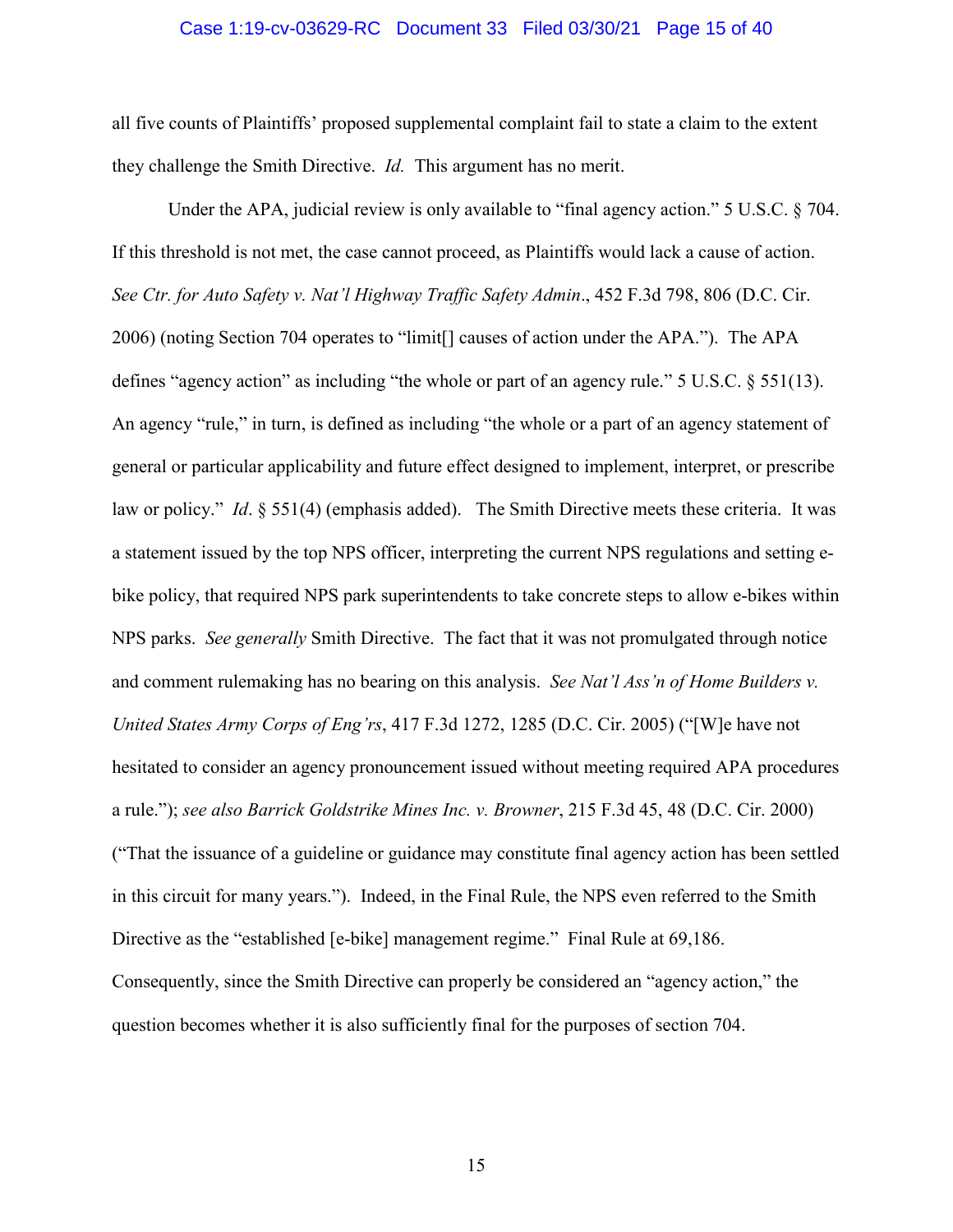all five counts of Plaintiffs' proposed supplemental complaint fail to state a claim to the extent they challenge the Smith Directive. *Id.* This argument has no merit.

Under the APA, judicial review is only available to "final agency action." 5 U.S.C. § 704. If this threshold is not met, the case cannot proceed, as Plaintiffs would lack a cause of action. *See Ctr. for Auto Safety v. Nat'l Highway Traffic Safety Admin*., 452 F.3d 798, 806 (D.C. Cir. 2006) (noting Section 704 operates to "limit[] causes of action under the APA."). The APA defines "agency action" as including "the whole or part of an agency rule." 5 U.S.C. § 551(13). An agency "rule," in turn, is defined as including "the whole or a part of an agency statement of general or particular applicability and future effect designed to implement, interpret, or prescribe law or policy." *Id*. § 551(4) (emphasis added). The Smith Directive meets these criteria. It was a statement issued by the top NPS officer, interpreting the current NPS regulations and setting e-bike policy, that required NPS park superintendents to take concrete steps to allow e-bikes within NPS parks. *See generally* Smith Directive. The fact that it was not promulgated through notice and comment rulemaking has no bearing on this analysis. *See Nat'l Ass'n of Home Builders v. United States Army Corps of Eng'rs*, 417 F.3d 1272, 1285 (D.C. Cir. 2005) ("[W]e have not hesitated to consider an agency pronouncement issued without meeting required APA procedures a rule."); *see also Barrick Goldstrike Mines Inc. v. Browner*, 215 F.3d 45, 48 (D.C. Cir. 2000) ("That the issuance of a guideline or guidance may constitute final agency action has been settled in this circuit for many years."). Indeed, in the Final Rule, the NPS even referred to the Smith Directive as the "established [e-bike] management regime." Final Rule at 69,186. Consequently, since the Smith Directive can properly be considered an "agency action," the question becomes whether it is also sufficiently final for the purposes of section 704.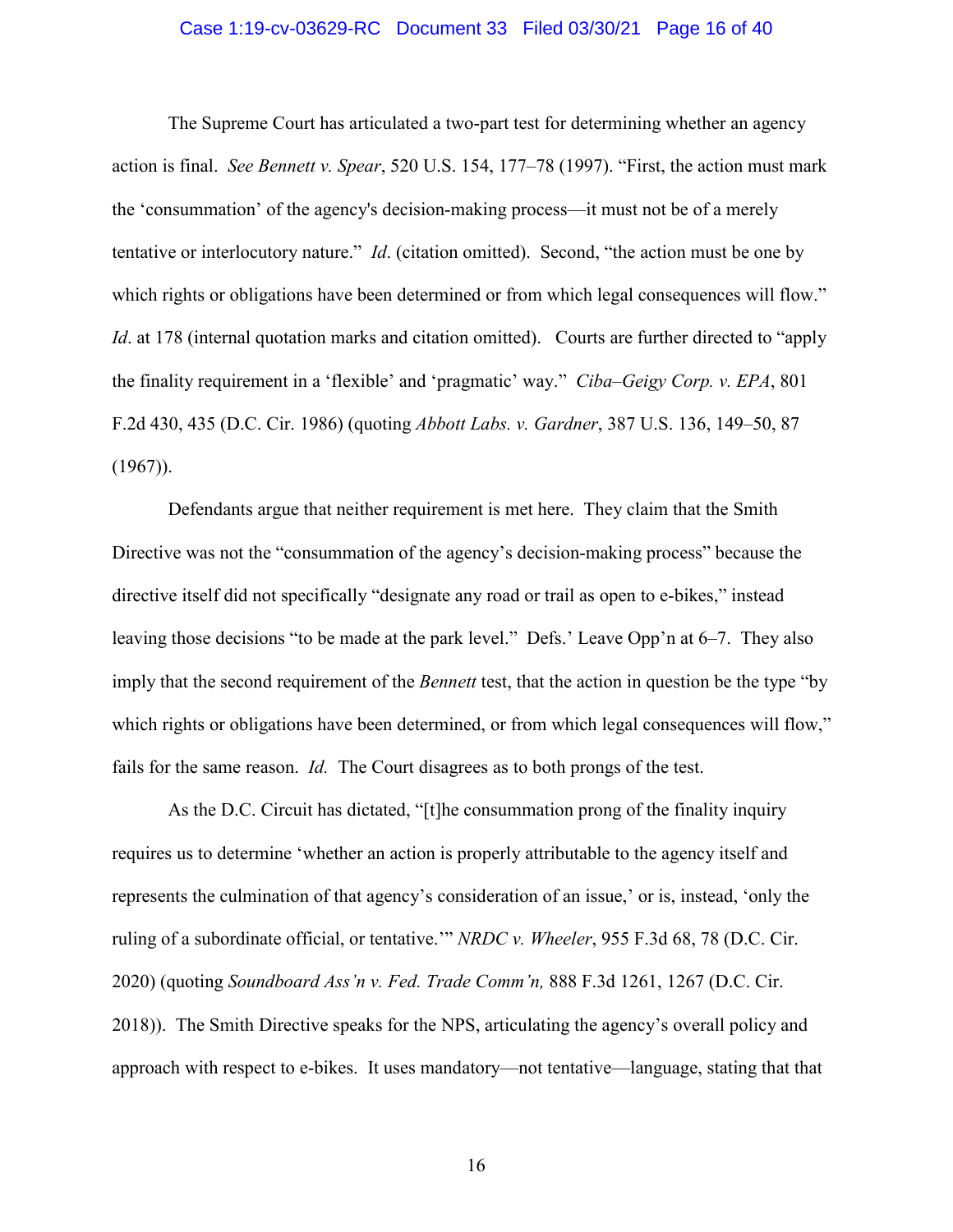The Supreme Court has articulated a two-part test for determining whether an agency action is final. *See Bennett v. Spear*, 520 U.S. 154, 177–78 (1997). "First, the action must mark the 'consummation' of the agency's decision-making process—it must not be of a merely tentative or interlocutory nature." *Id*. (citation omitted). Second, "the action must be one by which rights or obligations have been determined or from which legal consequences will flow." *Id*. at 178 (internal quotation marks and citation omitted). Courts are further directed to "apply the finality requirement in a 'flexible' and 'pragmatic' way." *Ciba–Geigy Corp. v. EPA*, 801 F.2d 430, 435 (D.C. Cir. 1986) (quoting *Abbott Labs. v. Gardner*, 387 U.S. 136, 149–50, 87 (1967)).

Defendants argue that neither requirement is met here. They claim that the Smith Directive was not the "consummation of the agency's decision-making process" because the directive itself did not specifically "designate any road or trail as open to e-bikes," instead leaving those decisions "to be made at the park level." Defs.' Leave Opp'n at 6–7. They also imply that the second requirement of the *Bennett* test, that the action in question be the type "by which rights or obligations have been determined, or from which legal consequences will flow," fails for the same reason. *Id.* The Court disagrees as to both prongs of the test.

As the D.C. Circuit has dictated, "[t]he consummation prong of the finality inquiry requires us to determine 'whether an action is properly attributable to the agency itself and represents the culmination of that agency's consideration of an issue,' or is, instead, 'only the ruling of a subordinate official, or tentative.'" *NRDC v. Wheeler*, 955 F.3d 68, 78 (D.C. Cir. 2020) (quoting *Soundboard Ass'n v. Fed. Trade Comm'n,* 888 F.3d 1261, 1267 (D.C. Cir. 2018)). The Smith Directive speaks for the NPS, articulating the agency's overall policy and approach with respect to e-bikes. It uses mandatory—not tentative—language, stating that that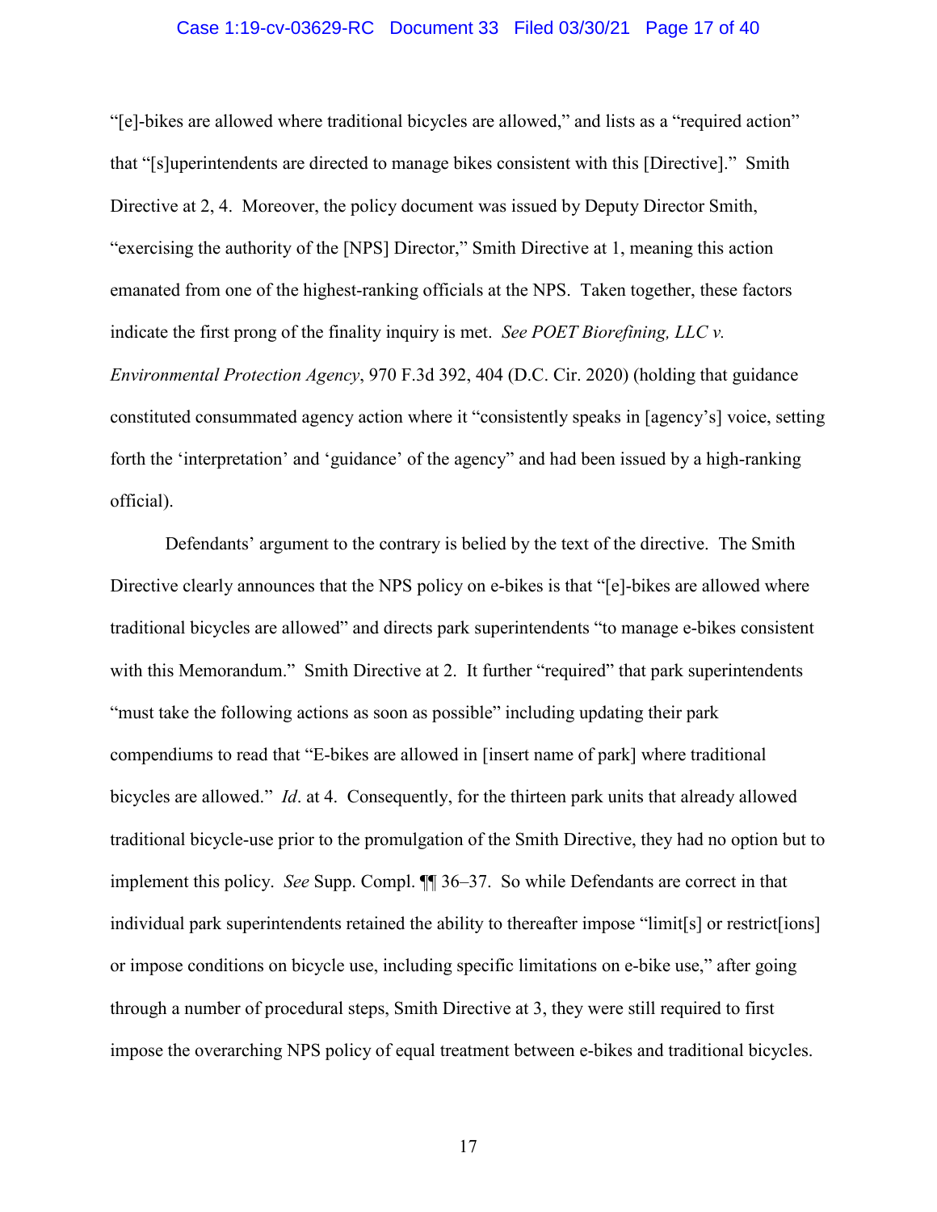"[e]-bikes are allowed where traditional bicycles are allowed," and lists as a "required action" that "[s]uperintendents are directed to manage bikes consistent with this [Directive]." Smith Directive at 2, 4. Moreover, the policy document was issued by Deputy Director Smith, "exercising the authority of the [NPS] Director," Smith Directive at 1, meaning this action emanated from one of the highest-ranking officials at the NPS. Taken together, these factors indicate the first prong of the finality inquiry is met. *See POET Biorefining, LLC v. Environmental Protection Agency*, 970 F.3d 392, 404 (D.C. Cir. 2020) (holding that guidance constituted consummated agency action where it "consistently speaks in [agency's] voice, setting forth the 'interpretation' and 'guidance' of the agency" and had been issued by a high-ranking official).

Defendants' argument to the contrary is belied by the text of the directive. The Smith Directive clearly announces that the NPS policy on e-bikes is that "[e]-bikes are allowed where traditional bicycles are allowed" and directs park superintendents "to manage e-bikes consistent with this Memorandum." Smith Directive at 2. It further "required" that park superintendents "must take the following actions as soon as possible" including updating their park compendiums to read that "E-bikes are allowed in [insert name of park] where traditional bicycles are allowed." *Id*. at 4. Consequently, for the thirteen park units that already allowed traditional bicycle-use prior to the promulgation of the Smith Directive, they had no option but to implement this policy. *See* Supp. Compl. ¶¶ 36–37. So while Defendants are correct in that individual park superintendents retained the ability to thereafter impose "limit[s] or restrict[ions] or impose conditions on bicycle use, including specific limitations on e-bike use," after going through a number of procedural steps, Smith Directive at 3, they were still required to first impose the overarching NPS policy of equal treatment between e-bikes and traditional bicycles.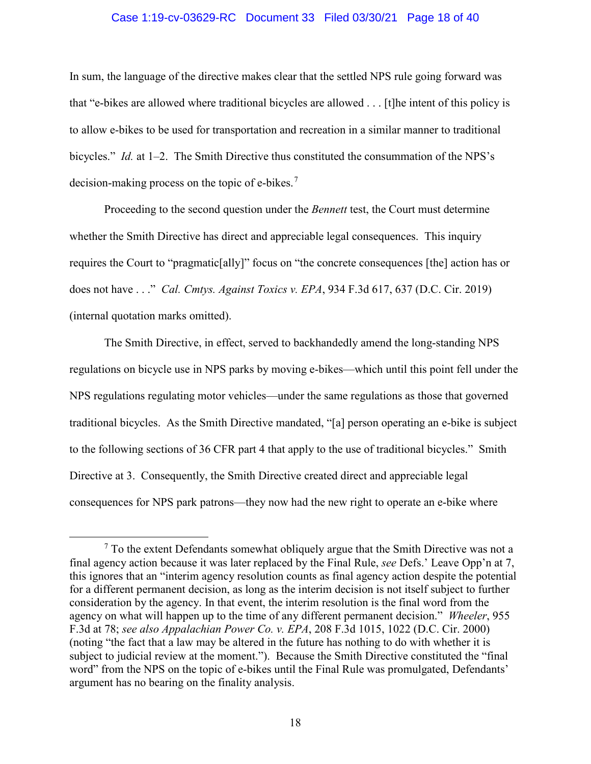In sum, the language of the directive makes clear that the settled NPS rule going forward was that "e-bikes are allowed where traditional bicycles are allowed . . . [t]he intent of this policy is to allow e-bikes to be used for transportation and recreation in a similar manner to traditional bicycles." *Id.* at 1–2. The Smith Directive thus constituted the consummation of the NPS's decision-making process on the topic of e-bikes.[7]

Proceeding to the second question under the *Bennett* test, the Court must determine whether the Smith Directive has direct and appreciable legal consequences. This inquiry requires the Court to "pragmatic[ally]" focus on "the concrete consequences [the] action has or does not have . . ." *Cal. Cmtys. Against Toxics v. EPA*, 934 F.3d 617, 637 (D.C. Cir. 2019) (internal quotation marks omitted).

The Smith Directive, in effect, served to backhandedly amend the long-standing NPS regulations on bicycle use in NPS parks by moving e-bikes—which until this point fell under the NPS regulations regulating motor vehicles—under the same regulations as those that governed traditional bicycles. As the Smith Directive mandated, "[a] person operating an e-bike is subject to the following sections of 36 CFR part 4 that apply to the use of traditional bicycles." Smith Directive at 3. Consequently, the Smith Directive created direct and appreciable legal consequences for NPS park patrons—they now had the new right to operate an e-bike where

[7] To the extent Defendants somewhat obliquely argue that the Smith Directive was not a final agency action because it was later replaced by the Final Rule, *see* Defs.' Leave Opp'n at 7, this ignores that an "interim agency resolution counts as final agency action despite the potential for a different permanent decision, as long as the interim decision is not itself subject to further consideration by the agency. In that event, the interim resolution is the final word from the agency on what will happen up to the time of any different permanent decision." *Wheeler*, 955 F.3d at 78; *see also Appalachian Power Co. v. EPA*, 208 F.3d 1015, 1022 (D.C. Cir. 2000) (noting "the fact that a law may be altered in the future has nothing to do with whether it is subject to judicial review at the moment."). Because the Smith Directive constituted the "final word" from the NPS on the topic of e-bikes until the Final Rule was promulgated, Defendants' argument has no bearing on the finality analysis.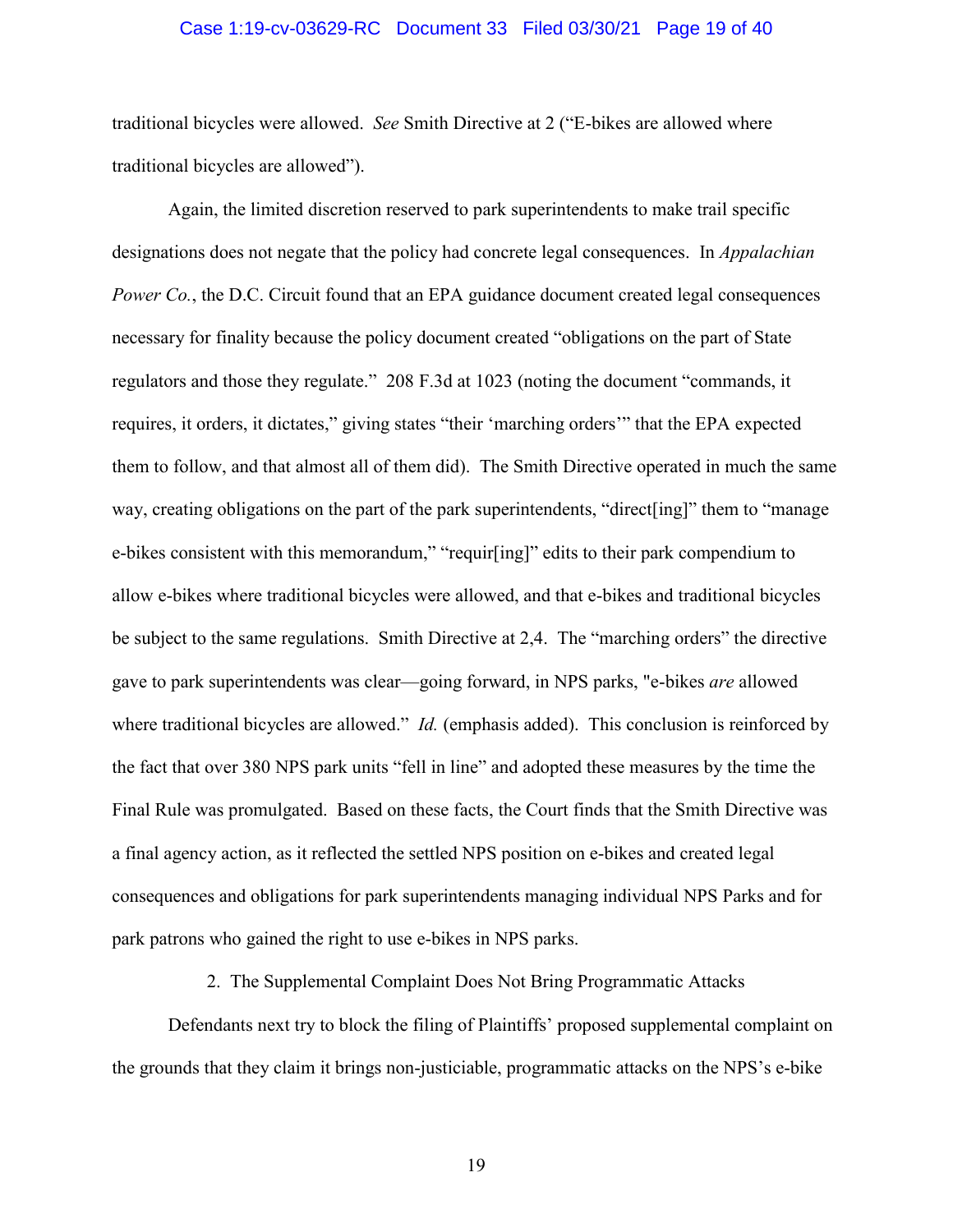traditional bicycles were allowed. *See* Smith Directive at 2 ("E-bikes are allowed where traditional bicycles are allowed").

Again, the limited discretion reserved to park superintendents to make trail specific designations does not negate that the policy had concrete legal consequences. In *Appalachian Power Co.*, the D.C. Circuit found that an EPA guidance document created legal consequences necessary for finality because the policy document created "obligations on the part of State regulators and those they regulate." 208 F.3d at 1023 (noting the document "commands, it requires, it orders, it dictates," giving states "their 'marching orders'" that the EPA expected them to follow, and that almost all of them did). The Smith Directive operated in much the same way, creating obligations on the part of the park superintendents, "direct[ing]" them to "manage e-bikes consistent with this memorandum," "requir[ing]" edits to their park compendium to allow e-bikes where traditional bicycles were allowed, and that e-bikes and traditional bicycles be subject to the same regulations. Smith Directive at 2,4. The "marching orders" the directive gave to park superintendents was clear—going forward, in NPS parks, "e-bikes *are* allowed where traditional bicycles are allowed." *Id.* (emphasis added). This conclusion is reinforced by the fact that over 380 NPS park units "fell in line" and adopted these measures by the time the Final Rule was promulgated. Based on these facts, the Court finds that the Smith Directive was a final agency action, as it reflected the settled NPS position on e-bikes and created legal consequences and obligations for park superintendents managing individual NPS Parks and for park patrons who gained the right to use e-bikes in NPS parks.

### 2. The Supplemental Complaint Does Not Bring Programmatic Attacks

Defendants next try to block the filing of Plaintiffs' proposed supplemental complaint on the grounds that they claim it brings non-justiciable, programmatic attacks on the NPS's e-bike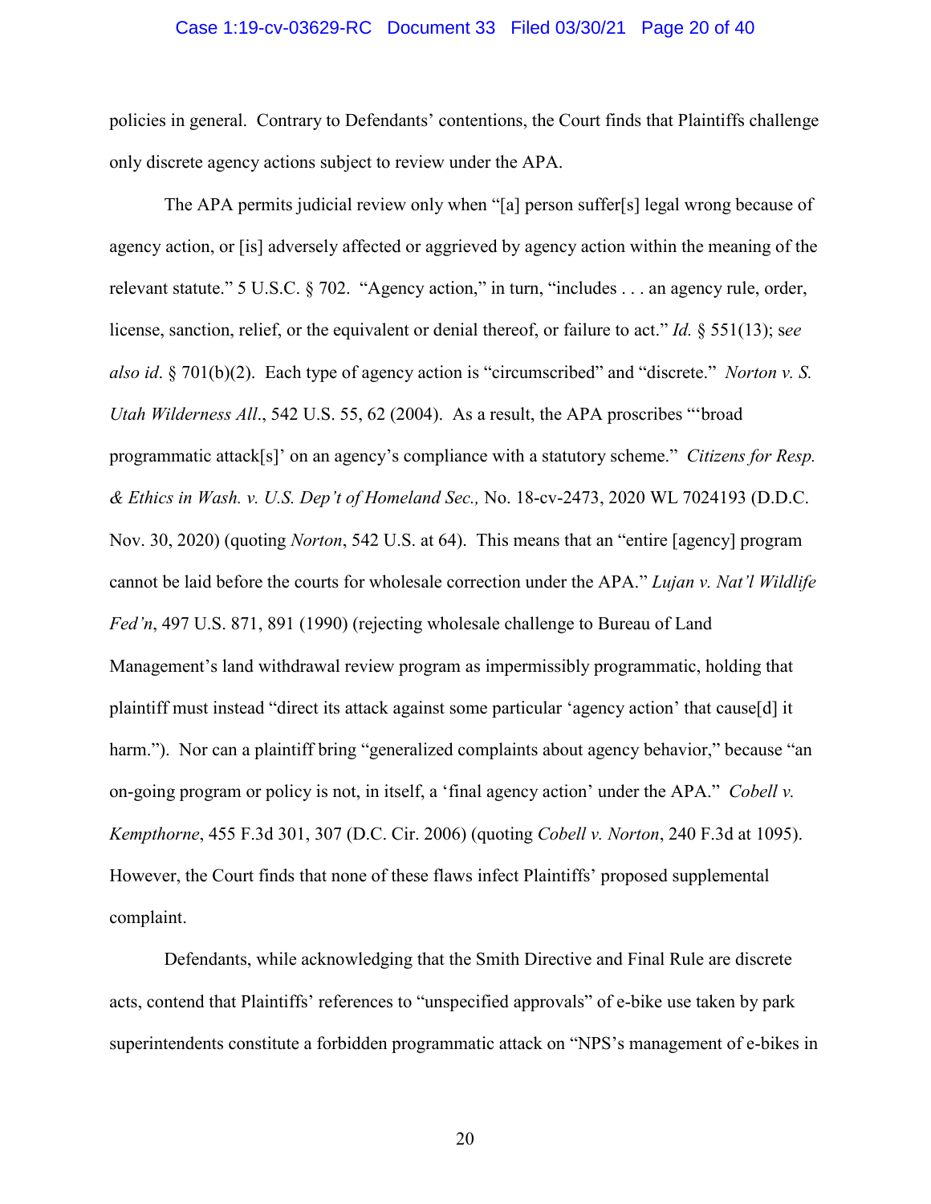policies in general. Contrary to Defendants' contentions, the Court finds that Plaintiffs challenge only discrete agency actions subject to review under the APA.

The APA permits judicial review only when "[a] person suffer[s] legal wrong because of agency action, or [is] adversely affected or aggrieved by agency action within the meaning of the relevant statute." 5 U.S.C. § 702. "Agency action," in turn, "includes . . . an agency rule, order, license, sanction, relief, or the equivalent or denial thereof, or failure to act." *Id.* § 551(13); s*ee also id*. § 701(b)(2). Each type of agency action is "circumscribed" and "discrete." *Norton v. S. Utah Wilderness All*., 542 U.S. 55, 62 (2004). As a result, the APA proscribes "'broad programmatic attack[s]' on an agency's compliance with a statutory scheme." *Citizens for Resp. & Ethics in Wash. v. U.S. Dep't of Homeland Sec.,* No. 18-cv-2473, 2020 WL 7024193 (D.D.C. Nov. 30, 2020) (quoting *Norton*, 542 U.S. at 64). This means that an "entire [agency] program cannot be laid before the courts for wholesale correction under the APA." *Lujan v. Nat'l Wildlife Fed'n*, 497 U.S. 871, 891 (1990) (rejecting wholesale challenge to Bureau of Land Management's land withdrawal review program as impermissibly programmatic, holding that plaintiff must instead "direct its attack against some particular 'agency action' that cause[d] it harm."). Nor can a plaintiff bring "generalized complaints about agency behavior," because "an on-going program or policy is not, in itself, a 'final agency action' under the APA." *Cobell v. Kempthorne*, 455 F.3d 301, 307 (D.C. Cir. 2006) (quoting *Cobell v. Norton*, 240 F.3d at 1095). However, the Court finds that none of these flaws infect Plaintiffs' proposed supplemental complaint.

Defendants, while acknowledging that the Smith Directive and Final Rule are discrete acts, contend that Plaintiffs' references to "unspecified approvals" of e-bike use taken by park superintendents constitute a forbidden programmatic attack on "NPS's management of e-bikes in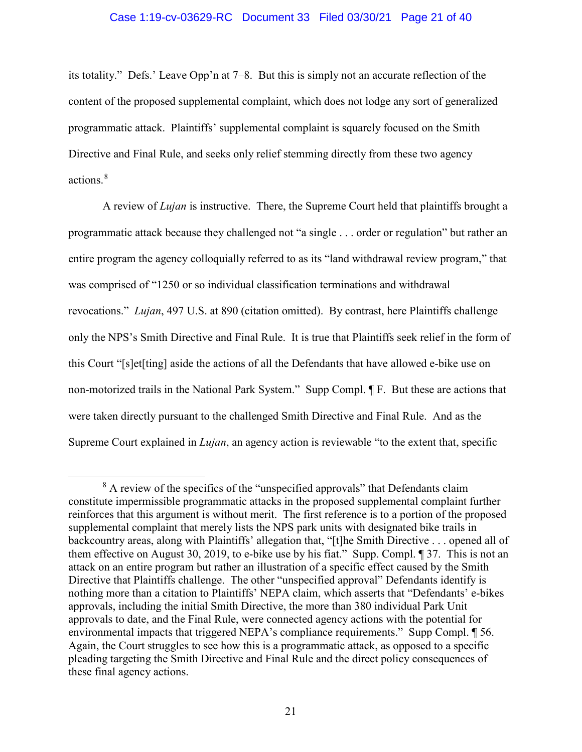its totality." Defs.' Leave Opp'n at 7–8. But this is simply not an accurate reflection of the content of the proposed supplemental complaint, which does not lodge any sort of generalized programmatic attack. Plaintiffs' supplemental complaint is squarely focused on the Smith Directive and Final Rule, and seeks only relief stemming directly from these two agency actions.[8]

A review of *Lujan* is instructive. There, the Supreme Court held that plaintiffs brought a programmatic attack because they challenged not "a single . . . order or regulation" but rather an entire program the agency colloquially referred to as its "land withdrawal review program," that was comprised of "1250 or so individual classification terminations and withdrawal revocations." *Lujan*, 497 U.S. at 890 (citation omitted). By contrast, here Plaintiffs challenge only the NPS's Smith Directive and Final Rule. It is true that Plaintiffs seek relief in the form of this Court "[s]et[ting] aside the actions of all the Defendants that have allowed e-bike use on non-motorized trails in the National Park System." Supp Compl. ¶ F. But these are actions that were taken directly pursuant to the challenged Smith Directive and Final Rule. And as the Supreme Court explained in *Lujan*, an agency action is reviewable "to the extent that, specific

---

[8] A review of the specifics of the "unspecified approvals" that Defendants claim constitute impermissible programmatic attacks in the proposed supplemental complaint further reinforces that this argument is without merit. The first reference is to a portion of the proposed supplemental complaint that merely lists the NPS park units with designated bike trails in backcountry areas, along with Plaintiffs' allegation that, "[t]he Smith Directive . . . opened all of them effective on August 30, 2019, to e-bike use by his fiat." Supp. Compl. ¶ 37. This is not an attack on an entire program but rather an illustration of a specific effect caused by the Smith Directive that Plaintiffs challenge. The other "unspecified approval" Defendants identify is nothing more than a citation to Plaintiffs' NEPA claim, which asserts that "Defendants' e-bikes approvals, including the initial Smith Directive, the more than 380 individual Park Unit approvals to date, and the Final Rule, were connected agency actions with the potential for environmental impacts that triggered NEPA's compliance requirements." Supp Compl. ¶ 56. Again, the Court struggles to see how this is a programmatic attack, as opposed to a specific pleading targeting the Smith Directive and Final Rule and the direct policy consequences of these final agency actions.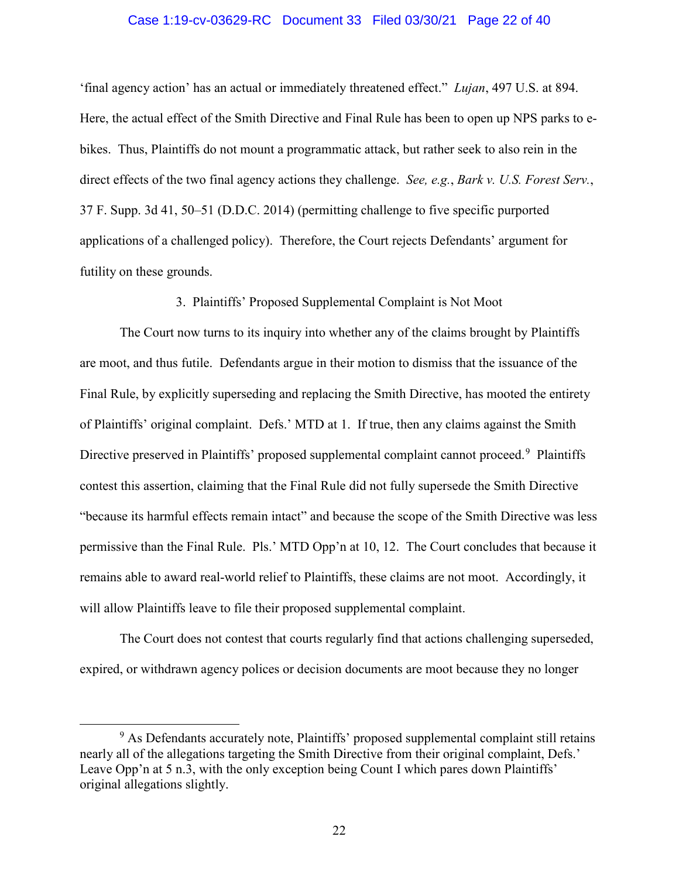'final agency action' has an actual or immediately threatened effect." *Lujan*, 497 U.S. at 894. Here, the actual effect of the Smith Directive and Final Rule has been to open up NPS parks to e-bikes. Thus, Plaintiffs do not mount a programmatic attack, but rather seek to also rein in the direct effects of the two final agency actions they challenge. *See, e.g.*, *Bark v. U.S. Forest Serv.*, 37 F. Supp. 3d 41, 50–51 (D.D.C. 2014) (permitting challenge to five specific purported applications of a challenged policy). Therefore, the Court rejects Defendants' argument for futility on these grounds.

### 3. Plaintiffs' Proposed Supplemental Complaint is Not Moot

The Court now turns to its inquiry into whether any of the claims brought by Plaintiffs are moot, and thus futile. Defendants argue in their motion to dismiss that the issuance of the Final Rule, by explicitly superseding and replacing the Smith Directive, has mooted the entirety of Plaintiffs' original complaint. Defs.' MTD at 1. If true, then any claims against the Smith Directive preserved in Plaintiffs' proposed supplemental complaint cannot proceed.[9] Plaintiffs contest this assertion, claiming that the Final Rule did not fully supersede the Smith Directive "because its harmful effects remain intact" and because the scope of the Smith Directive was less permissive than the Final Rule. Pls.' MTD Opp'n at 10, 12. The Court concludes that because it remains able to award real-world relief to Plaintiffs, these claims are not moot. Accordingly, it will allow Plaintiffs leave to file their proposed supplemental complaint.

The Court does not contest that courts regularly find that actions challenging superseded, expired, or withdrawn agency polices or decision documents are moot because they no longer

[9] As Defendants accurately note, Plaintiffs' proposed supplemental complaint still retains nearly all of the allegations targeting the Smith Directive from their original complaint, Defs.' Leave Opp'n at 5 n.3, with the only exception being Count I which pares down Plaintiffs' original allegations slightly.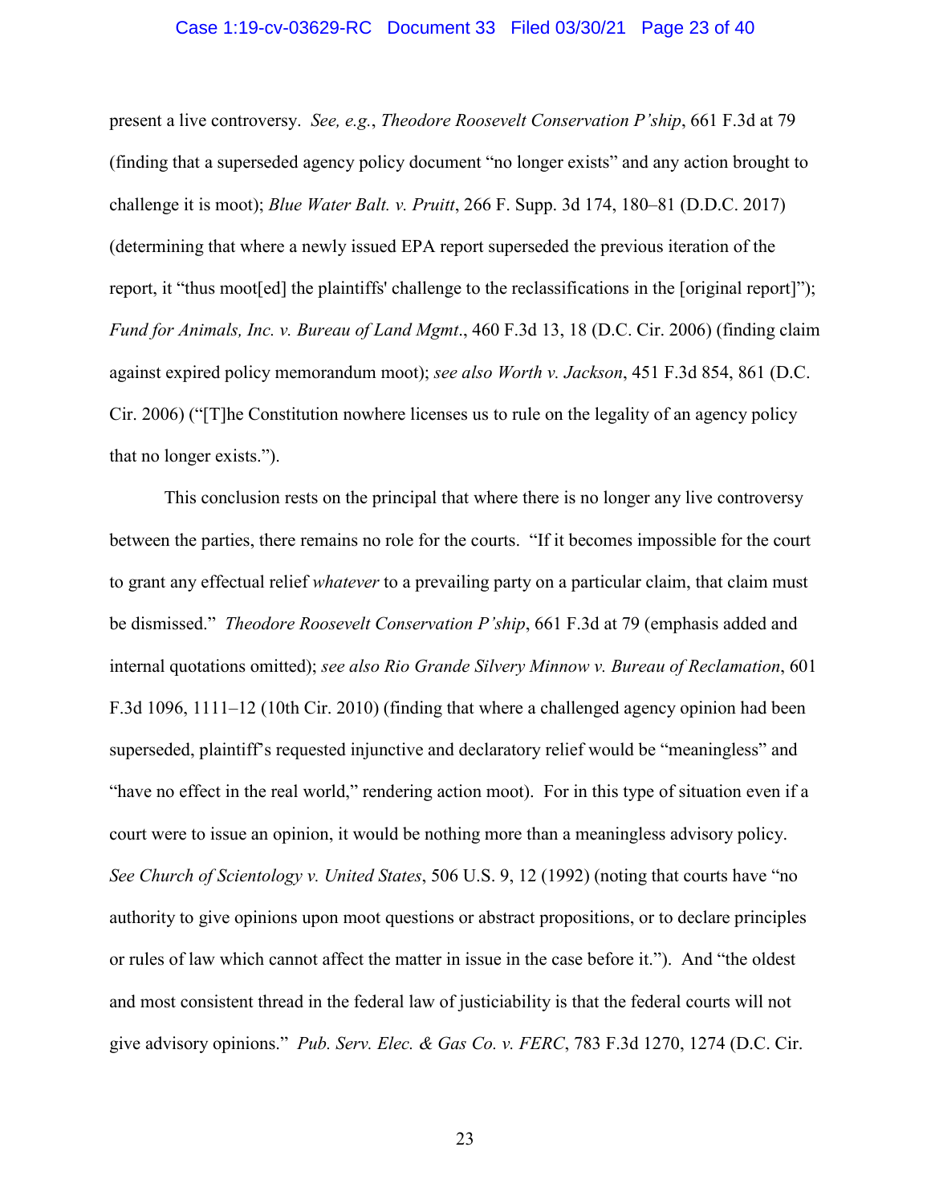present a live controversy. *See, e.g.*, *Theodore Roosevelt Conservation P'ship*, 661 F.3d at 79 (finding that a superseded agency policy document "no longer exists" and any action brought to challenge it is moot); *Blue Water Balt. v. Pruitt*, 266 F. Supp. 3d 174, 180–81 (D.D.C. 2017) (determining that where a newly issued EPA report superseded the previous iteration of the report, it "thus moot[ed] the plaintiffs' challenge to the reclassifications in the [original report]"); *Fund for Animals, Inc. v. Bureau of Land Mgmt*., 460 F.3d 13, 18 (D.C. Cir. 2006) (finding claim against expired policy memorandum moot); *see also Worth v. Jackson*, 451 F.3d 854, 861 (D.C. Cir. 2006) ("[T]he Constitution nowhere licenses us to rule on the legality of an agency policy that no longer exists.").

This conclusion rests on the principal that where there is no longer any live controversy between the parties, there remains no role for the courts. "If it becomes impossible for the court to grant any effectual relief *whatever* to a prevailing party on a particular claim, that claim must be dismissed." *Theodore Roosevelt Conservation P'ship*, 661 F.3d at 79 (emphasis added and internal quotations omitted); *see also Rio Grande Silvery Minnow v. Bureau of Reclamation*, 601 F.3d 1096, 1111–12 (10th Cir. 2010) (finding that where a challenged agency opinion had been superseded, plaintiff's requested injunctive and declaratory relief would be "meaningless" and "have no effect in the real world," rendering action moot). For in this type of situation even if a court were to issue an opinion, it would be nothing more than a meaningless advisory policy. *See Church of Scientology v. United States*, 506 U.S. 9, 12 (1992) (noting that courts have "no authority to give opinions upon moot questions or abstract propositions, or to declare principles or rules of law which cannot affect the matter in issue in the case before it."). And "the oldest and most consistent thread in the federal law of justiciability is that the federal courts will not give advisory opinions." *Pub. Serv. Elec. & Gas Co. v. FERC*, 783 F.3d 1270, 1274 (D.C. Cir.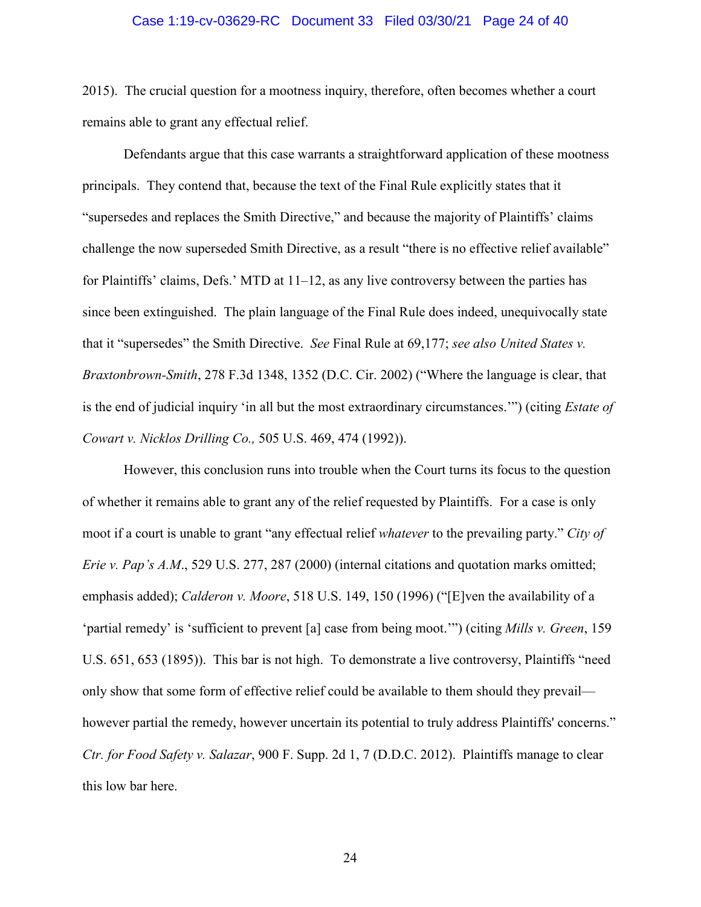2015). The crucial question for a mootness inquiry, therefore, often becomes whether a court remains able to grant any effectual relief.

Defendants argue that this case warrants a straightforward application of these mootness principals. They contend that, because the text of the Final Rule explicitly states that it "supersedes and replaces the Smith Directive," and because the majority of Plaintiffs' claims challenge the now superseded Smith Directive, as a result "there is no effective relief available" for Plaintiffs' claims, Defs.' MTD at 11–12, as any live controversy between the parties has since been extinguished. The plain language of the Final Rule does indeed, unequivocally state that it "supersedes" the Smith Directive. *See* Final Rule at 69,177; *see also United States v. Braxtonbrown-Smith*, 278 F.3d 1348, 1352 (D.C. Cir. 2002) ("Where the language is clear, that is the end of judicial inquiry 'in all but the most extraordinary circumstances.'") (citing *Estate of Cowart v. Nicklos Drilling Co.,* 505 U.S. 469, 474 (1992)).

However, this conclusion runs into trouble when the Court turns its focus to the question of whether it remains able to grant any of the relief requested by Plaintiffs. For a case is only moot if a court is unable to grant "any effectual relief *whatever* to the prevailing party." *City of Erie v. Pap's A.M*., 529 U.S. 277, 287 (2000) (internal citations and quotation marks omitted; emphasis added); *Calderon v. Moore*, 518 U.S. 149, 150 (1996) ("[E]ven the availability of a 'partial remedy' is 'sufficient to prevent [a] case from being moot.'") (citing *Mills v. Green*, 159 U.S. 651, 653 (1895)). This bar is not high. To demonstrate a live controversy, Plaintiffs "need only show that some form of effective relief could be available to them should they prevail—however partial the remedy, however uncertain its potential to truly address Plaintiffs' concerns." *Ctr. for Food Safety v. Salazar*, 900 F. Supp. 2d 1, 7 (D.D.C. 2012). Plaintiffs manage to clear this low bar here.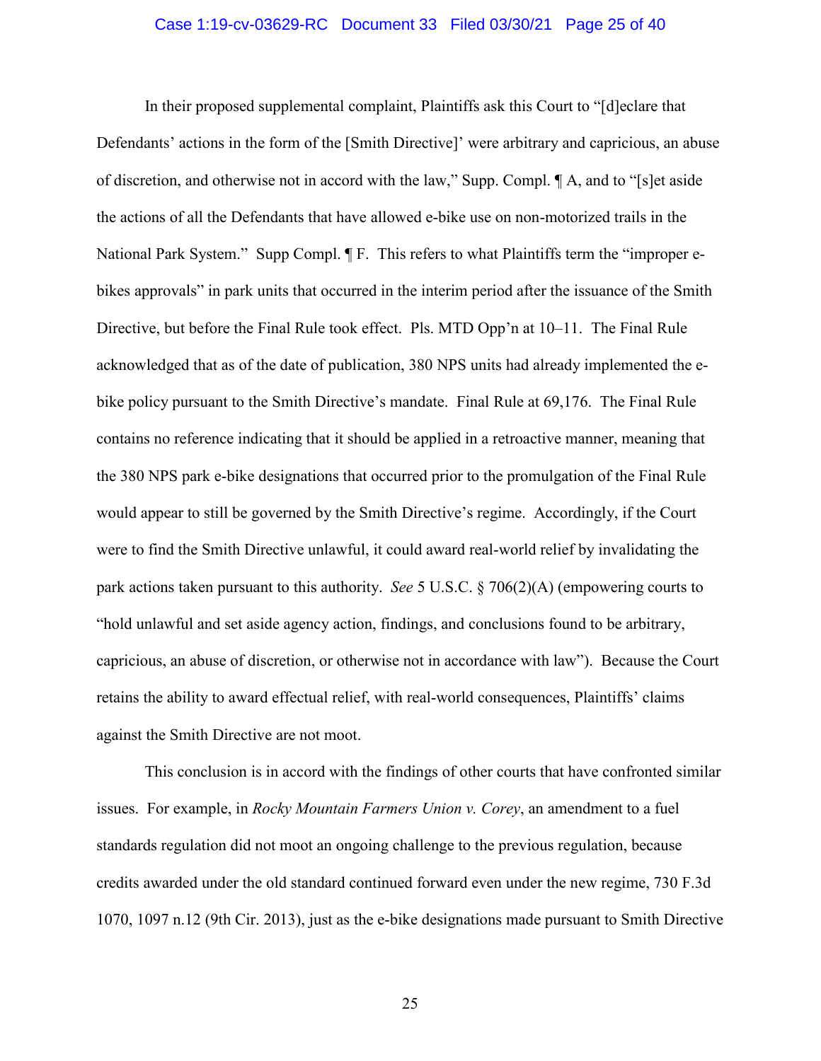In their proposed supplemental complaint, Plaintiffs ask this Court to "[d]eclare that Defendants' actions in the form of the [Smith Directive]' were arbitrary and capricious, an abuse of discretion, and otherwise not in accord with the law," Supp. Compl. ¶ A, and to "[s]et aside the actions of all the Defendants that have allowed e-bike use on non-motorized trails in the National Park System." Supp Compl. ¶ F. This refers to what Plaintiffs term the "improper e-bikes approvals" in park units that occurred in the interim period after the issuance of the Smith Directive, but before the Final Rule took effect. Pls. MTD Opp'n at 10–11. The Final Rule acknowledged that as of the date of publication, 380 NPS units had already implemented the e-bike policy pursuant to the Smith Directive's mandate. Final Rule at 69,176. The Final Rule contains no reference indicating that it should be applied in a retroactive manner, meaning that the 380 NPS park e-bike designations that occurred prior to the promulgation of the Final Rule would appear to still be governed by the Smith Directive's regime. Accordingly, if the Court were to find the Smith Directive unlawful, it could award real-world relief by invalidating the park actions taken pursuant to this authority. *See* 5 U.S.C. § 706(2)(A) (empowering courts to "hold unlawful and set aside agency action, findings, and conclusions found to be arbitrary, capricious, an abuse of discretion, or otherwise not in accordance with law"). Because the Court retains the ability to award effectual relief, with real-world consequences, Plaintiffs' claims against the Smith Directive are not moot.

This conclusion is in accord with the findings of other courts that have confronted similar issues. For example, in *Rocky Mountain Farmers Union v. Corey*, an amendment to a fuel standards regulation did not moot an ongoing challenge to the previous regulation, because credits awarded under the old standard continued forward even under the new regime, 730 F.3d 1070, 1097 n.12 (9th Cir. 2013), just as the e-bike designations made pursuant to Smith Directive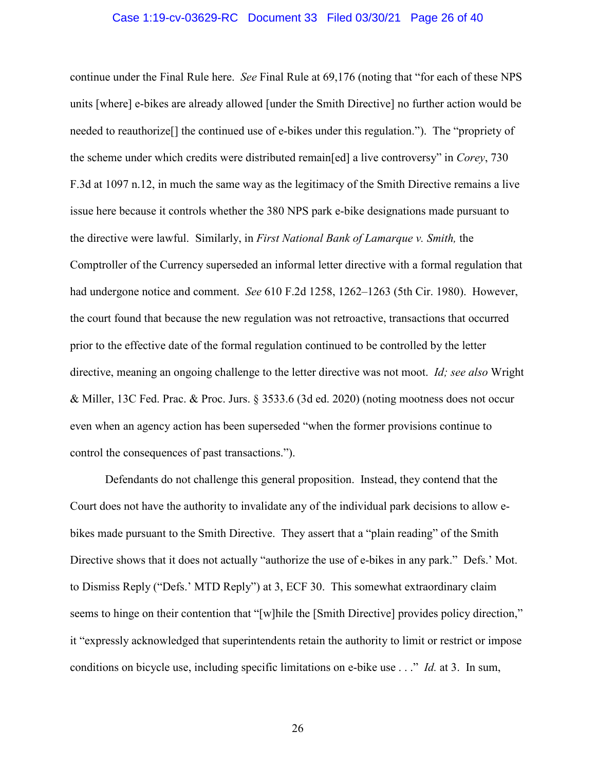continue under the Final Rule here. *See* Final Rule at 69,176 (noting that "for each of these NPS units [where] e-bikes are already allowed [under the Smith Directive] no further action would be needed to reauthorize[] the continued use of e-bikes under this regulation."). The "propriety of the scheme under which credits were distributed remain[ed] a live controversy" in *Corey*, 730 F.3d at 1097 n.12, in much the same way as the legitimacy of the Smith Directive remains a live issue here because it controls whether the 380 NPS park e-bike designations made pursuant to the directive were lawful. Similarly, in *First National Bank of Lamarque v. Smith,* the Comptroller of the Currency superseded an informal letter directive with a formal regulation that had undergone notice and comment. *See* 610 F.2d 1258, 1262–1263 (5th Cir. 1980). However, the court found that because the new regulation was not retroactive, transactions that occurred prior to the effective date of the formal regulation continued to be controlled by the letter directive, meaning an ongoing challenge to the letter directive was not moot. *Id; see also* Wright & Miller, 13C Fed. Prac. & Proc. Jurs. § 3533.6 (3d ed. 2020) (noting mootness does not occur even when an agency action has been superseded "when the former provisions continue to control the consequences of past transactions.").

Defendants do not challenge this general proposition. Instead, they contend that the Court does not have the authority to invalidate any of the individual park decisions to allow e-bikes made pursuant to the Smith Directive. They assert that a "plain reading" of the Smith Directive shows that it does not actually "authorize the use of e-bikes in any park." Defs.' Mot. to Dismiss Reply ("Defs.' MTD Reply") at 3, ECF 30. This somewhat extraordinary claim seems to hinge on their contention that "[w]hile the [Smith Directive] provides policy direction," it "expressly acknowledged that superintendents retain the authority to limit or restrict or impose conditions on bicycle use, including specific limitations on e-bike use . . ." *Id.* at 3. In sum,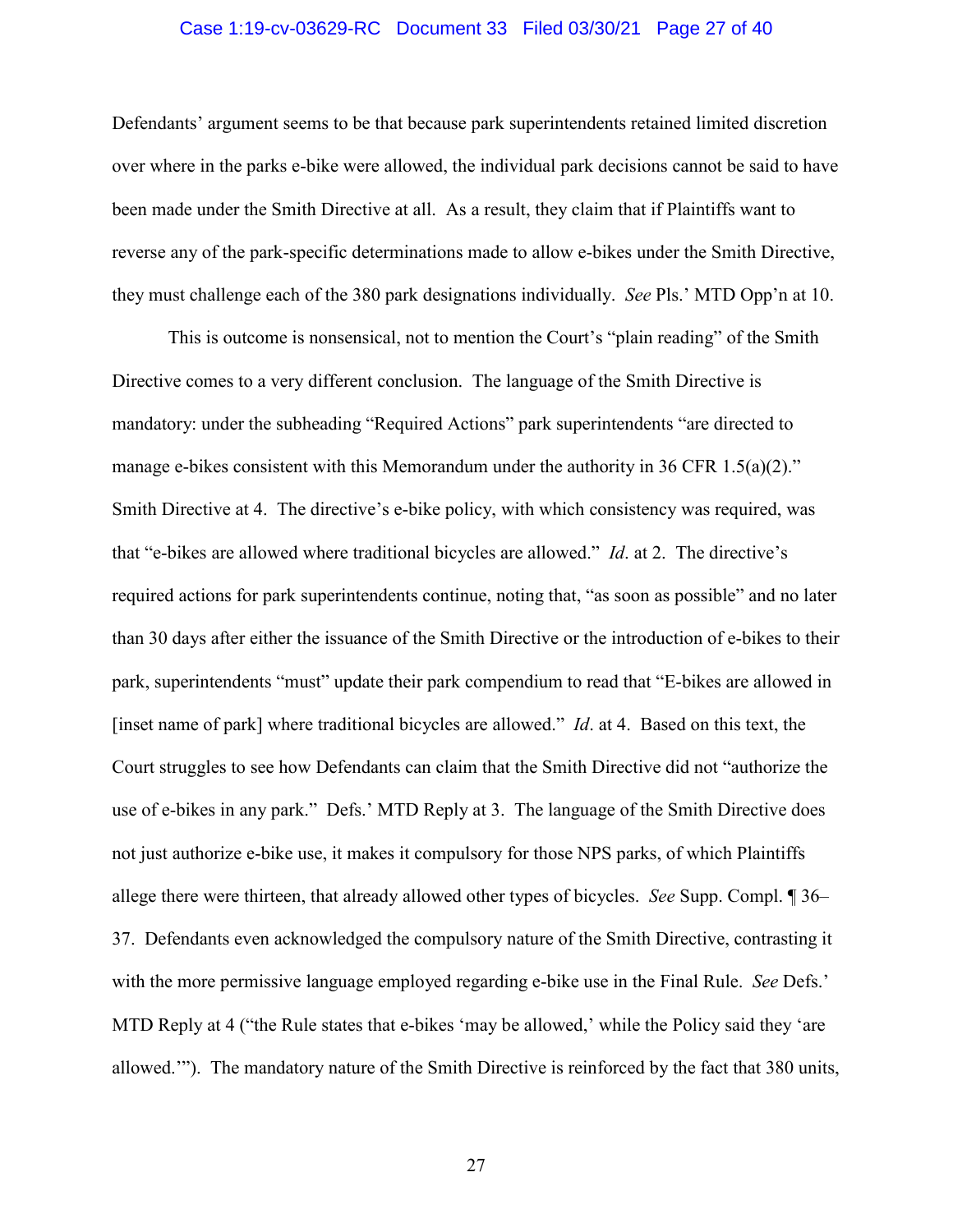Defendants' argument seems to be that because park superintendents retained limited discretion over where in the parks e-bike were allowed, the individual park decisions cannot be said to have been made under the Smith Directive at all. As a result, they claim that if Plaintiffs want to reverse any of the park-specific determinations made to allow e-bikes under the Smith Directive, they must challenge each of the 380 park designations individually. *See* Pls.' MTD Opp'n at 10.

This is outcome is nonsensical, not to mention the Court's "plain reading" of the Smith Directive comes to a very different conclusion. The language of the Smith Directive is mandatory: under the subheading "Required Actions" park superintendents "are directed to manage e-bikes consistent with this Memorandum under the authority in 36 CFR 1.5(a)(2)." Smith Directive at 4. The directive's e-bike policy, with which consistency was required, was that "e-bikes are allowed where traditional bicycles are allowed." *Id*. at 2. The directive's required actions for park superintendents continue, noting that, "as soon as possible" and no later than 30 days after either the issuance of the Smith Directive or the introduction of e-bikes to their park, superintendents "must" update their park compendium to read that "E-bikes are allowed in [inset name of park] where traditional bicycles are allowed." *Id*. at 4. Based on this text, the Court struggles to see how Defendants can claim that the Smith Directive did not "authorize the use of e-bikes in any park." Defs.' MTD Reply at 3. The language of the Smith Directive does not just authorize e-bike use, it makes it compulsory for those NPS parks, of which Plaintiffs allege there were thirteen, that already allowed other types of bicycles. *See* Supp. Compl. ¶ 36–37. Defendants even acknowledged the compulsory nature of the Smith Directive, contrasting it with the more permissive language employed regarding e-bike use in the Final Rule. *See* Defs.' MTD Reply at 4 ("the Rule states that e-bikes 'may be allowed,' while the Policy said they 'are allowed.'"). The mandatory nature of the Smith Directive is reinforced by the fact that 380 units,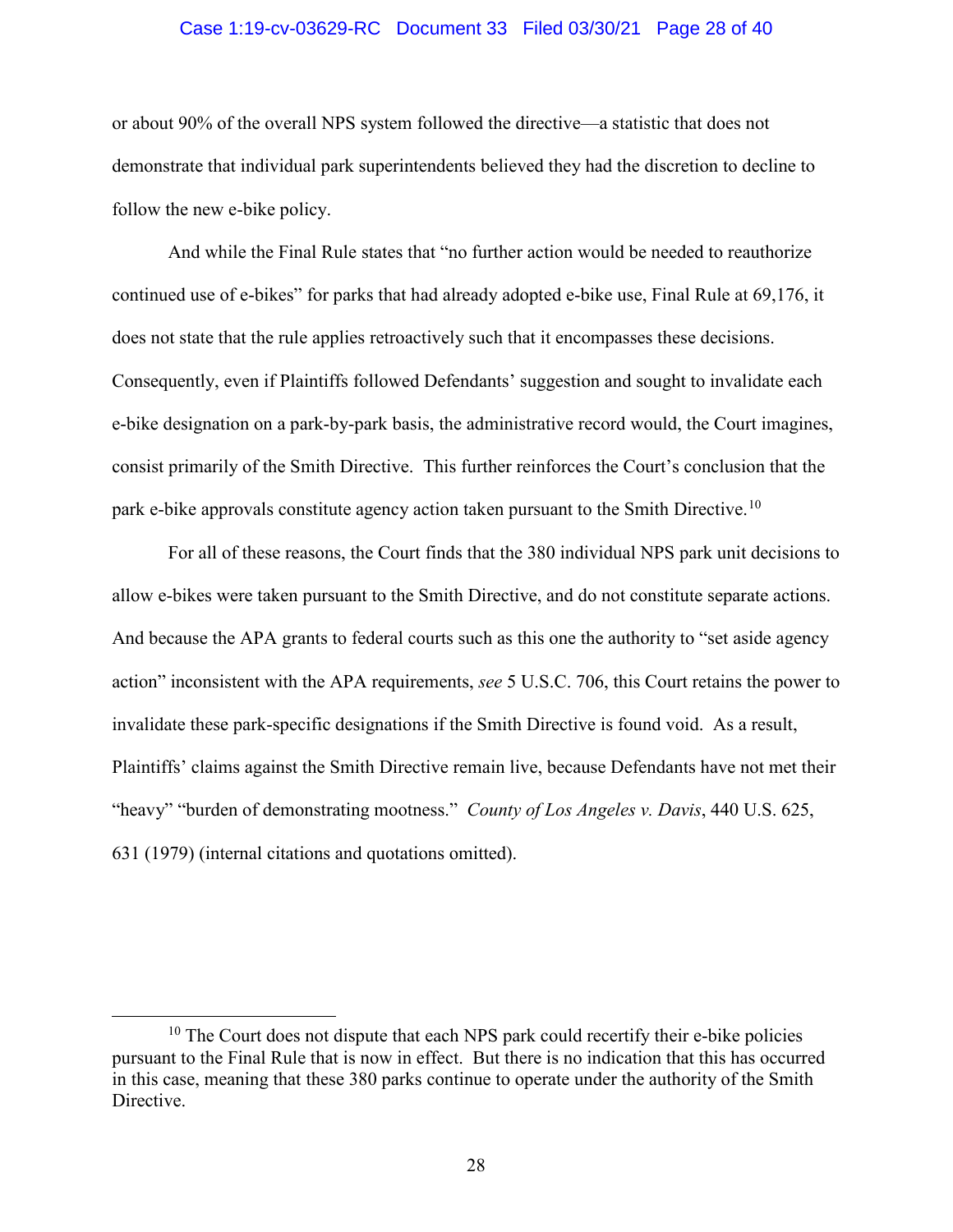or about 90% of the overall NPS system followed the directive—a statistic that does not demonstrate that individual park superintendents believed they had the discretion to decline to follow the new e-bike policy.

And while the Final Rule states that "no further action would be needed to reauthorize continued use of e-bikes" for parks that had already adopted e-bike use, Final Rule at 69,176, it does not state that the rule applies retroactively such that it encompasses these decisions. Consequently, even if Plaintiffs followed Defendants' suggestion and sought to invalidate each e-bike designation on a park-by-park basis, the administrative record would, the Court imagines, consist primarily of the Smith Directive. This further reinforces the Court's conclusion that the park e-bike approvals constitute agency action taken pursuant to the Smith Directive.[10]

For all of these reasons, the Court finds that the 380 individual NPS park unit decisions to allow e-bikes were taken pursuant to the Smith Directive, and do not constitute separate actions. And because the APA grants to federal courts such as this one the authority to "set aside agency action" inconsistent with the APA requirements, *see* 5 U.S.C. 706, this Court retains the power to invalidate these park-specific designations if the Smith Directive is found void. As a result, Plaintiffs' claims against the Smith Directive remain live, because Defendants have not met their "heavy" "burden of demonstrating mootness." *County of Los Angeles v. Davis*, 440 U.S. 625, 631 (1979) (internal citations and quotations omitted).

[10] The Court does not dispute that each NPS park could recertify their e-bike policies pursuant to the Final Rule that is now in effect. But there is no indication that this has occurred in this case, meaning that these 380 parks continue to operate under the authority of the Smith Directive.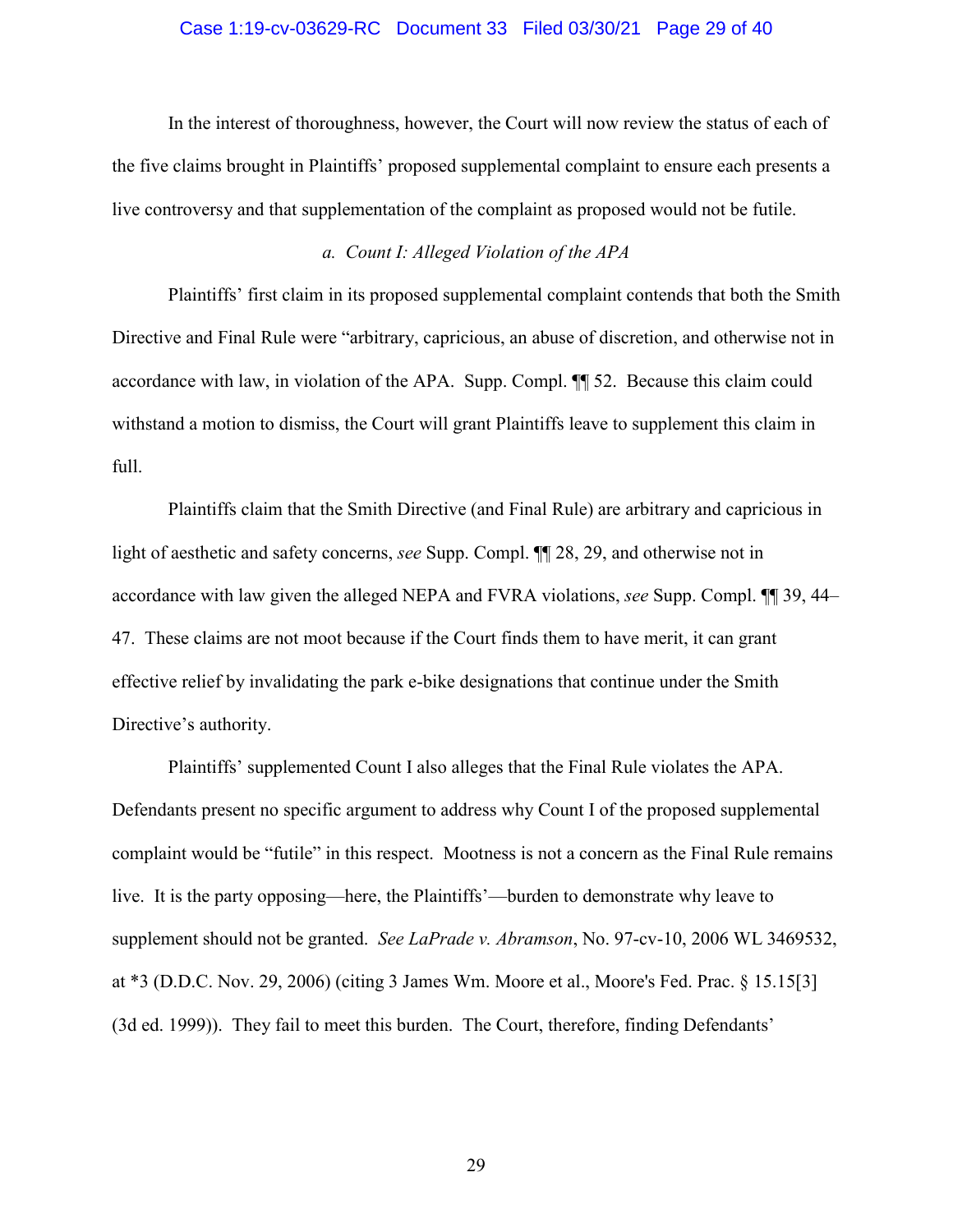In the interest of thoroughness, however, the Court will now review the status of each of the five claims brought in Plaintiffs' proposed supplemental complaint to ensure each presents a live controversy and that supplementation of the complaint as proposed would not be futile.

### *a. Count I: Alleged Violation of the APA*

Plaintiffs' first claim in its proposed supplemental complaint contends that both the Smith Directive and Final Rule were "arbitrary, capricious, an abuse of discretion, and otherwise not in accordance with law, in violation of the APA. Supp. Compl. ¶¶ 52. Because this claim could withstand a motion to dismiss, the Court will grant Plaintiffs leave to supplement this claim in full.

Plaintiffs claim that the Smith Directive (and Final Rule) are arbitrary and capricious in light of aesthetic and safety concerns, *see* Supp. Compl. ¶¶ 28, 29, and otherwise not in accordance with law given the alleged NEPA and FVRA violations, *see* Supp. Compl. ¶¶ 39, 44–47. These claims are not moot because if the Court finds them to have merit, it can grant effective relief by invalidating the park e-bike designations that continue under the Smith Directive's authority.

Plaintiffs' supplemented Count I also alleges that the Final Rule violates the APA. Defendants present no specific argument to address why Count I of the proposed supplemental complaint would be "futile" in this respect. Mootness is not a concern as the Final Rule remains live. It is the party opposing—here, the Plaintiffs'—burden to demonstrate why leave to supplement should not be granted. *See LaPrade v. Abramson*, No. 97-cv-10, 2006 WL 3469532, at *3 (D.D.C. Nov. 29, 2006) (citing 3 James Wm. Moore et al., Moore's Fed. Prac. § 15.15[3] (3d ed. 1999)). They fail to meet this burden. The Court, therefore, finding Defendants'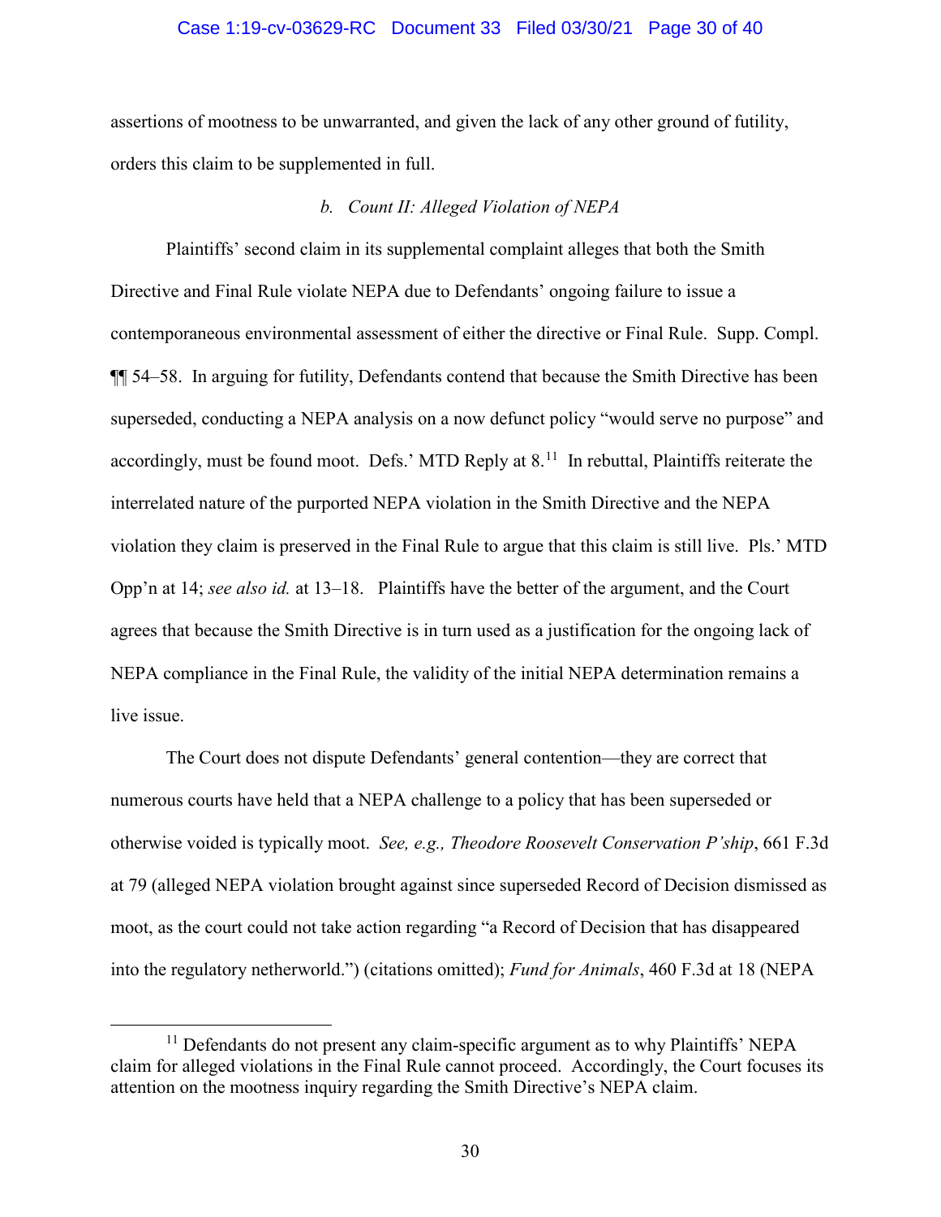assertions of mootness to be unwarranted, and given the lack of any other ground of futility, orders this claim to be supplemented in full.

*b. Count II: Alleged Violation of NEPA*

Plaintiffs' second claim in its supplemental complaint alleges that both the Smith Directive and Final Rule violate NEPA due to Defendants' ongoing failure to issue a contemporaneous environmental assessment of either the directive or Final Rule. Supp. Compl. ¶¶ 54–58. In arguing for futility, Defendants contend that because the Smith Directive has been superseded, conducting a NEPA analysis on a now defunct policy "would serve no purpose" and accordingly, must be found moot. Defs.' MTD Reply at 8.[11] In rebuttal, Plaintiffs reiterate the interrelated nature of the purported NEPA violation in the Smith Directive and the NEPA violation they claim is preserved in the Final Rule to argue that this claim is still live. Pls.' MTD Opp'n at 14; *see also id.* at 13–18. Plaintiffs have the better of the argument, and the Court agrees that because the Smith Directive is in turn used as a justification for the ongoing lack of NEPA compliance in the Final Rule, the validity of the initial NEPA determination remains a live issue.

The Court does not dispute Defendants' general contention—they are correct that numerous courts have held that a NEPA challenge to a policy that has been superseded or otherwise voided is typically moot. *See, e.g., Theodore Roosevelt Conservation P'ship*, 661 F.3d at 79 (alleged NEPA violation brought against since superseded Record of Decision dismissed as moot, as the court could not take action regarding "a Record of Decision that has disappeared into the regulatory netherworld.") (citations omitted); *Fund for Animals*, 460 F.3d at 18 (NEPA

[11] Defendants do not present any claim-specific argument as to why Plaintiffs' NEPA claim for alleged violations in the Final Rule cannot proceed. Accordingly, the Court focuses its attention on the mootness inquiry regarding the Smith Directive's NEPA claim.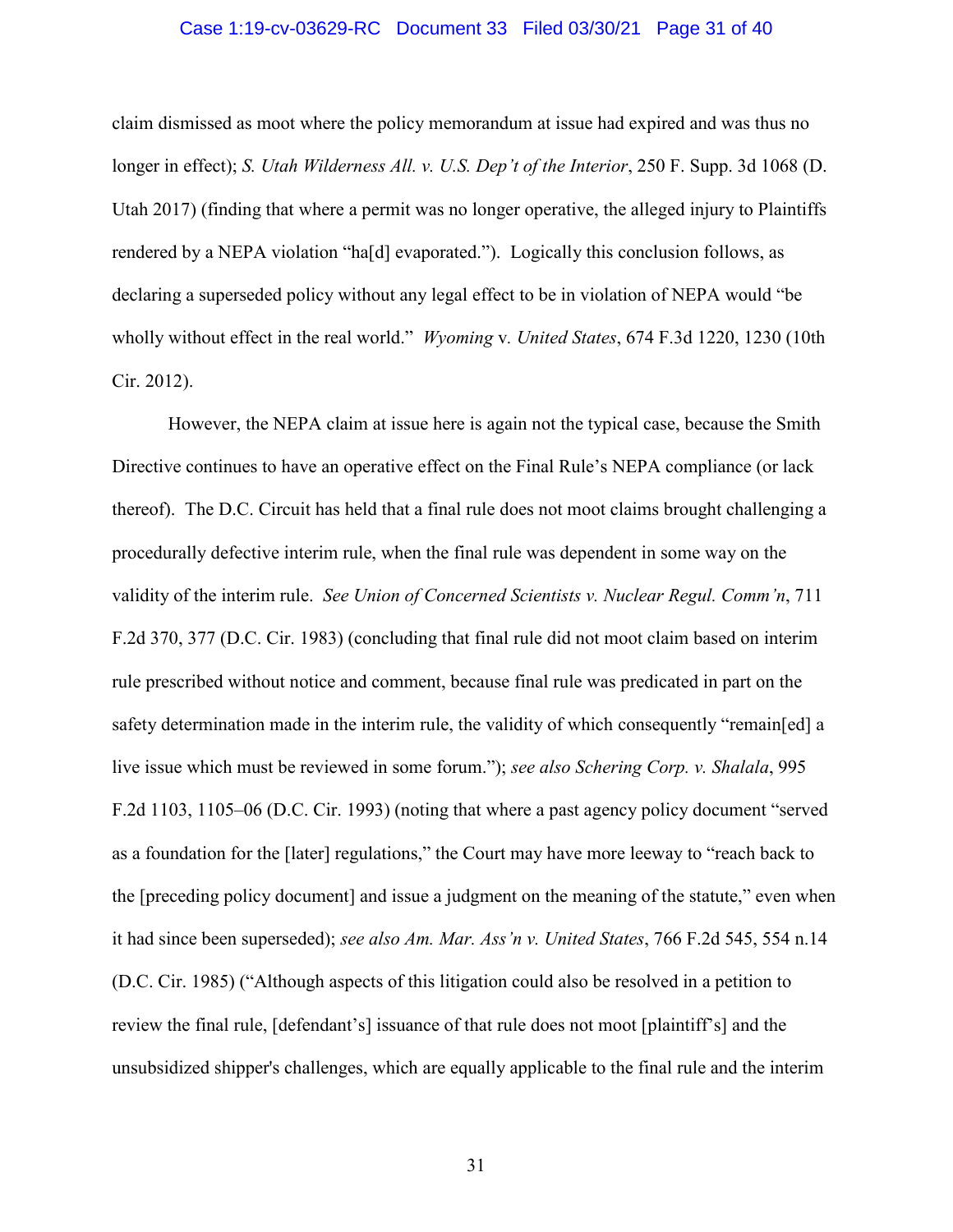claim dismissed as moot where the policy memorandum at issue had expired and was thus no longer in effect); *S. Utah Wilderness All. v. U.S. Dep't of the Interior*, 250 F. Supp. 3d 1068 (D. Utah 2017) (finding that where a permit was no longer operative, the alleged injury to Plaintiffs rendered by a NEPA violation "ha[d] evaporated."). Logically this conclusion follows, as declaring a superseded policy without any legal effect to be in violation of NEPA would "be wholly without effect in the real world." *Wyoming* v. *United States*, 674 F.3d 1220, 1230 (10th Cir. 2012).

However, the NEPA claim at issue here is again not the typical case, because the Smith Directive continues to have an operative effect on the Final Rule's NEPA compliance (or lack thereof). The D.C. Circuit has held that a final rule does not moot claims brought challenging a procedurally defective interim rule, when the final rule was dependent in some way on the validity of the interim rule. *See Union of Concerned Scientists v. Nuclear Regul. Comm'n*, 711 F.2d 370, 377 (D.C. Cir. 1983) (concluding that final rule did not moot claim based on interim rule prescribed without notice and comment, because final rule was predicated in part on the safety determination made in the interim rule, the validity of which consequently "remain[ed] a live issue which must be reviewed in some forum."); *see also Schering Corp. v. Shalala*, 995 F.2d 1103, 1105–06 (D.C. Cir. 1993) (noting that where a past agency policy document "served as a foundation for the [later] regulations," the Court may have more leeway to "reach back to the [preceding policy document] and issue a judgment on the meaning of the statute," even when it had since been superseded); *see also Am. Mar. Ass'n v. United States*, 766 F.2d 545, 554 n.14 (D.C. Cir. 1985) ("Although aspects of this litigation could also be resolved in a petition to review the final rule, [defendant's] issuance of that rule does not moot [plaintiff's] and the unsubsidized shipper's challenges, which are equally applicable to the final rule and the interim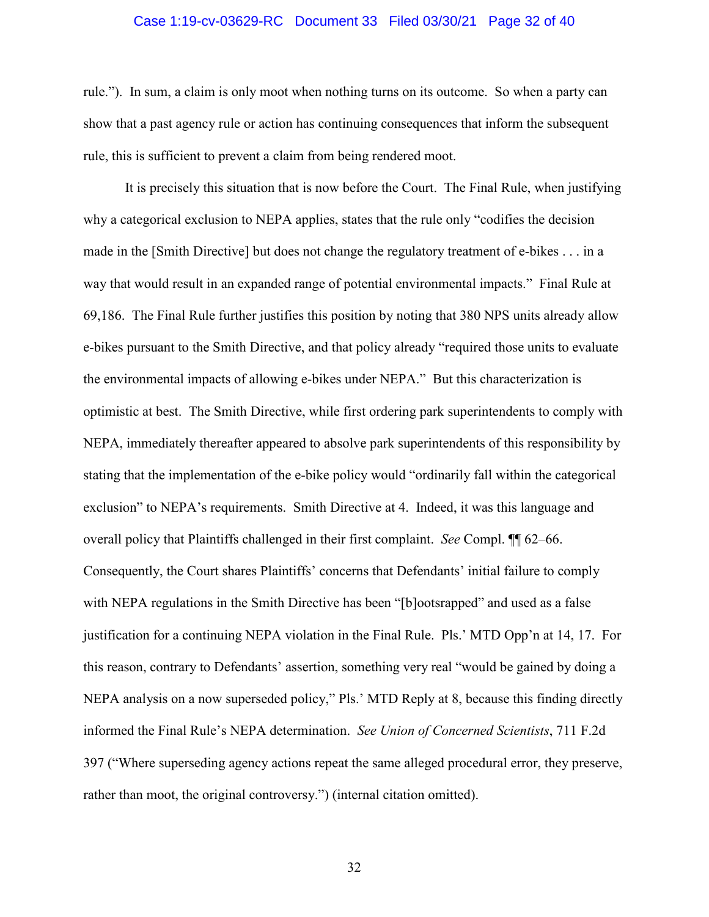rule."). In sum, a claim is only moot when nothing turns on its outcome. So when a party can show that a past agency rule or action has continuing consequences that inform the subsequent rule, this is sufficient to prevent a claim from being rendered moot.

It is precisely this situation that is now before the Court. The Final Rule, when justifying why a categorical exclusion to NEPA applies, states that the rule only "codifies the decision made in the [Smith Directive] but does not change the regulatory treatment of e-bikes . . . in a way that would result in an expanded range of potential environmental impacts." Final Rule at 69,186. The Final Rule further justifies this position by noting that 380 NPS units already allow e-bikes pursuant to the Smith Directive, and that policy already "required those units to evaluate the environmental impacts of allowing e-bikes under NEPA." But this characterization is optimistic at best. The Smith Directive, while first ordering park superintendents to comply with NEPA, immediately thereafter appeared to absolve park superintendents of this responsibility by stating that the implementation of the e-bike policy would "ordinarily fall within the categorical exclusion" to NEPA's requirements. Smith Directive at 4. Indeed, it was this language and overall policy that Plaintiffs challenged in their first complaint. *See* Compl. ¶¶ 62–66. Consequently, the Court shares Plaintiffs' concerns that Defendants' initial failure to comply with NEPA regulations in the Smith Directive has been "[b]ootsrapped" and used as a false justification for a continuing NEPA violation in the Final Rule. Pls.' MTD Opp'n at 14, 17. For this reason, contrary to Defendants' assertion, something very real "would be gained by doing a NEPA analysis on a now superseded policy," Pls.' MTD Reply at 8, because this finding directly informed the Final Rule's NEPA determination. *See Union of Concerned Scientists*, 711 F.2d 397 ("Where superseding agency actions repeat the same alleged procedural error, they preserve, rather than moot, the original controversy.") (internal citation omitted).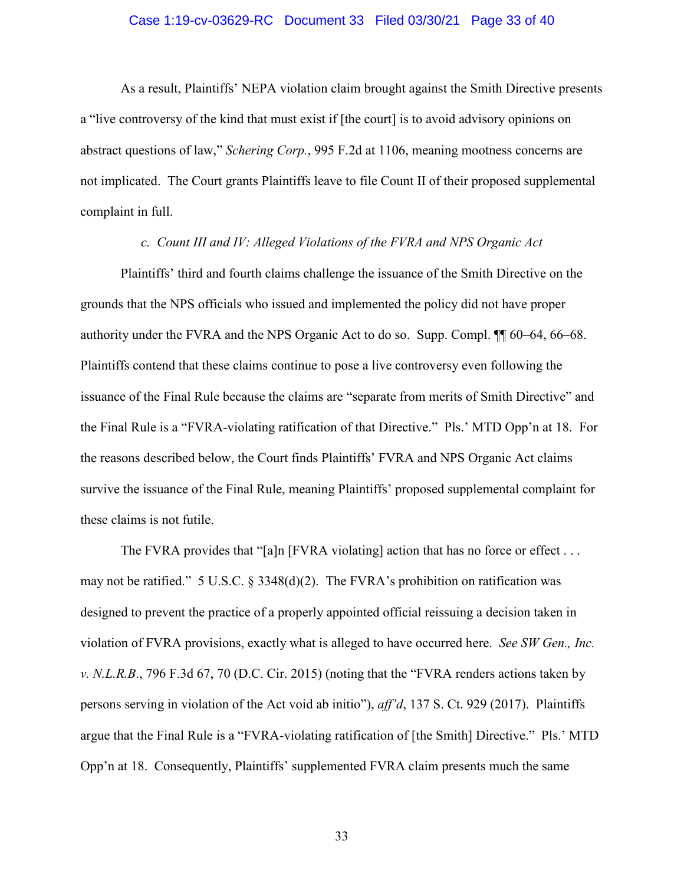As a result, Plaintiffs' NEPA violation claim brought against the Smith Directive presents a "live controversy of the kind that must exist if [the court] is to avoid advisory opinions on abstract questions of law," *Schering Corp.*, 995 F.2d at 1106, meaning mootness concerns are not implicated. The Court grants Plaintiffs leave to file Count II of their proposed supplemental complaint in full.

*c. Count III and IV: Alleged Violations of the FVRA and NPS Organic Act*

Plaintiffs' third and fourth claims challenge the issuance of the Smith Directive on the grounds that the NPS officials who issued and implemented the policy did not have proper authority under the FVRA and the NPS Organic Act to do so. Supp. Compl. ¶¶ 60–64, 66–68. Plaintiffs contend that these claims continue to pose a live controversy even following the issuance of the Final Rule because the claims are "separate from merits of Smith Directive" and the Final Rule is a "FVRA-violating ratification of that Directive." Pls.' MTD Opp'n at 18. For the reasons described below, the Court finds Plaintiffs' FVRA and NPS Organic Act claims survive the issuance of the Final Rule, meaning Plaintiffs' proposed supplemental complaint for these claims is not futile.

The FVRA provides that "[a]n [FVRA violating] action that has no force or effect . . . may not be ratified." 5 U.S.C. § 3348(d)(2). The FVRA's prohibition on ratification was designed to prevent the practice of a properly appointed official reissuing a decision taken in violation of FVRA provisions, exactly what is alleged to have occurred here. *See SW Gen., Inc. v. N.L.R.B*., 796 F.3d 67, 70 (D.C. Cir. 2015) (noting that the "FVRA renders actions taken by persons serving in violation of the Act void ab initio"), *aff'd*, 137 S. Ct. 929 (2017). Plaintiffs argue that the Final Rule is a "FVRA-violating ratification of [the Smith] Directive." Pls.' MTD Opp'n at 18. Consequently, Plaintiffs' supplemented FVRA claim presents much the same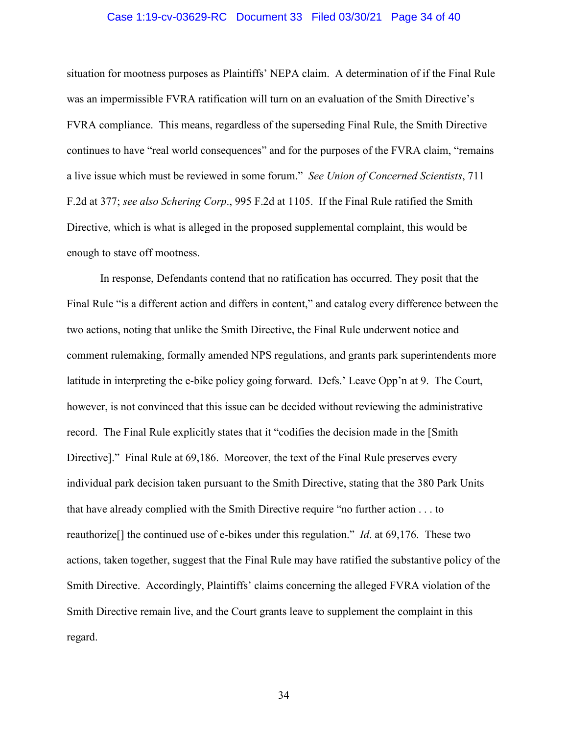situation for mootness purposes as Plaintiffs' NEPA claim. A determination of if the Final Rule was an impermissible FVRA ratification will turn on an evaluation of the Smith Directive's FVRA compliance. This means, regardless of the superseding Final Rule, the Smith Directive continues to have "real world consequences" and for the purposes of the FVRA claim, "remains a live issue which must be reviewed in some forum." *See Union of Concerned Scientists*, 711 F.2d at 377; *see also Schering Corp.*, 995 F.2d at 1105. If the Final Rule ratified the Smith Directive, which is what is alleged in the proposed supplemental complaint, this would be enough to stave off mootness.

In response, Defendants contend that no ratification has occurred. They posit that the Final Rule "is a different action and differs in content," and catalog every difference between the two actions, noting that unlike the Smith Directive, the Final Rule underwent notice and comment rulemaking, formally amended NPS regulations, and grants park superintendents more latitude in interpreting the e-bike policy going forward. Defs.' Leave Opp'n at 9. The Court, however, is not convinced that this issue can be decided without reviewing the administrative record. The Final Rule explicitly states that it "codifies the decision made in the [Smith Directive]." Final Rule at 69,186. Moreover, the text of the Final Rule preserves every individual park decision taken pursuant to the Smith Directive, stating that the 380 Park Units that have already complied with the Smith Directive require "no further action . . . to reauthorize[] the continued use of e-bikes under this regulation." *Id*. at 69,176. These two actions, taken together, suggest that the Final Rule may have ratified the substantive policy of the Smith Directive. Accordingly, Plaintiffs' claims concerning the alleged FVRA violation of the Smith Directive remain live, and the Court grants leave to supplement the complaint in this regard.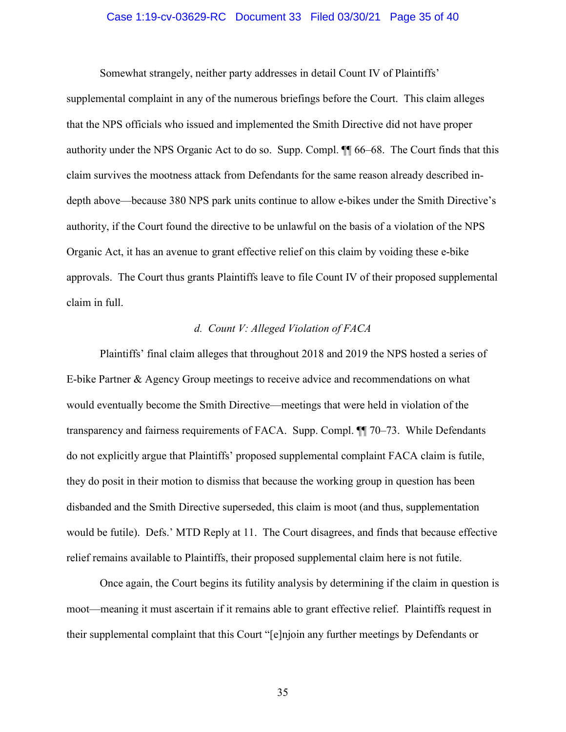Somewhat strangely, neither party addresses in detail Count IV of Plaintiffs' supplemental complaint in any of the numerous briefings before the Court. This claim alleges that the NPS officials who issued and implemented the Smith Directive did not have proper authority under the NPS Organic Act to do so. Supp. Compl. ¶¶ 66–68. The Court finds that this claim survives the mootness attack from Defendants for the same reason already described in-depth above—because 380 NPS park units continue to allow e-bikes under the Smith Directive's authority, if the Court found the directive to be unlawful on the basis of a violation of the NPS Organic Act, it has an avenue to grant effective relief on this claim by voiding these e-bike approvals. The Court thus grants Plaintiffs leave to file Count IV of their proposed supplemental claim in full.

*d. Count V: Alleged Violation of FACA*

Plaintiffs' final claim alleges that throughout 2018 and 2019 the NPS hosted a series of E-bike Partner & Agency Group meetings to receive advice and recommendations on what would eventually become the Smith Directive—meetings that were held in violation of the transparency and fairness requirements of FACA. Supp. Compl. ¶¶ 70–73. While Defendants do not explicitly argue that Plaintiffs' proposed supplemental complaint FACA claim is futile, they do posit in their motion to dismiss that because the working group in question has been disbanded and the Smith Directive superseded, this claim is moot (and thus, supplementation would be futile). Defs.' MTD Reply at 11. The Court disagrees, and finds that because effective relief remains available to Plaintiffs, their proposed supplemental claim here is not futile.

Once again, the Court begins its futility analysis by determining if the claim in question is moot—meaning it must ascertain if it remains able to grant effective relief. Plaintiffs request in their supplemental complaint that this Court "[e]njoin any further meetings by Defendants or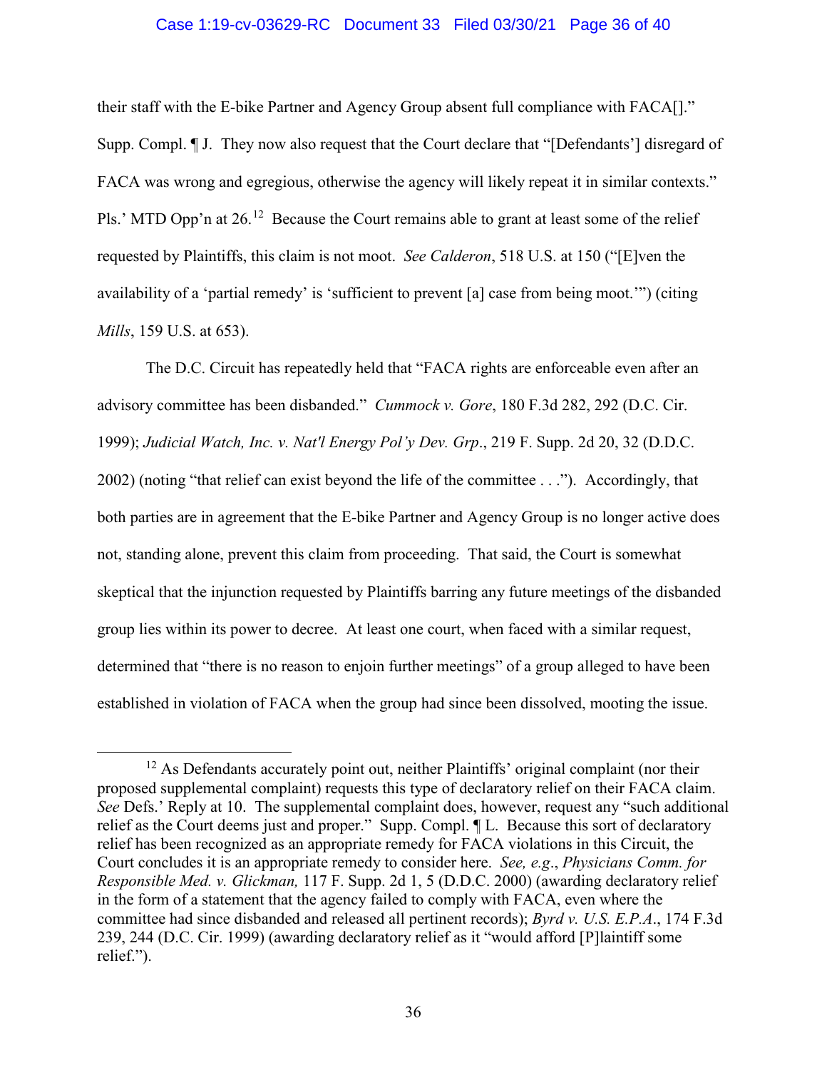their staff with the E-bike Partner and Agency Group absent full compliance with FACA[]." Supp. Compl. ¶ J. They now also request that the Court declare that "[Defendants'] disregard of FACA was wrong and egregious, otherwise the agency will likely repeat it in similar contexts." Pls.' MTD Opp'n at 26.[12] Because the Court remains able to grant at least some of the relief requested by Plaintiffs, this claim is not moot. *See Calderon*, 518 U.S. at 150 ("[E]ven the availability of a 'partial remedy' is 'sufficient to prevent [a] case from being moot.'") (citing *Mills*, 159 U.S. at 653).

The D.C. Circuit has repeatedly held that "FACA rights are enforceable even after an advisory committee has been disbanded." *Cummock v. Gore*, 180 F.3d 282, 292 (D.C. Cir. 1999); *Judicial Watch, Inc. v. Nat'l Energy Pol'y Dev. Grp*., 219 F. Supp. 2d 20, 32 (D.D.C. 2002) (noting "that relief can exist beyond the life of the committee . . ."). Accordingly, that both parties are in agreement that the E-bike Partner and Agency Group is no longer active does not, standing alone, prevent this claim from proceeding. That said, the Court is somewhat skeptical that the injunction requested by Plaintiffs barring any future meetings of the disbanded group lies within its power to decree. At least one court, when faced with a similar request, determined that "there is no reason to enjoin further meetings" of a group alleged to have been established in violation of FACA when the group had since been dissolved, mooting the issue.

[12] As Defendants accurately point out, neither Plaintiffs' original complaint (nor their proposed supplemental complaint) requests this type of declaratory relief on their FACA claim. *See* Defs.' Reply at 10. The supplemental complaint does, however, request any "such additional relief as the Court deems just and proper." Supp. Compl. ¶ L. Because this sort of declaratory relief has been recognized as an appropriate remedy for FACA violations in this Circuit, the Court concludes it is an appropriate remedy to consider here. *See, e.g.*, *Physicians Comm. for Responsible Med. v. Glickman,* 117 F. Supp. 2d 1, 5 (D.D.C. 2000) (awarding declaratory relief in the form of a statement that the agency failed to comply with FACA, even where the committee had since disbanded and released all pertinent records); *Byrd v. U.S. E.P.A*., 174 F.3d 239, 244 (D.C. Cir. 1999) (awarding declaratory relief as it "would afford [P]laintiff some relief.").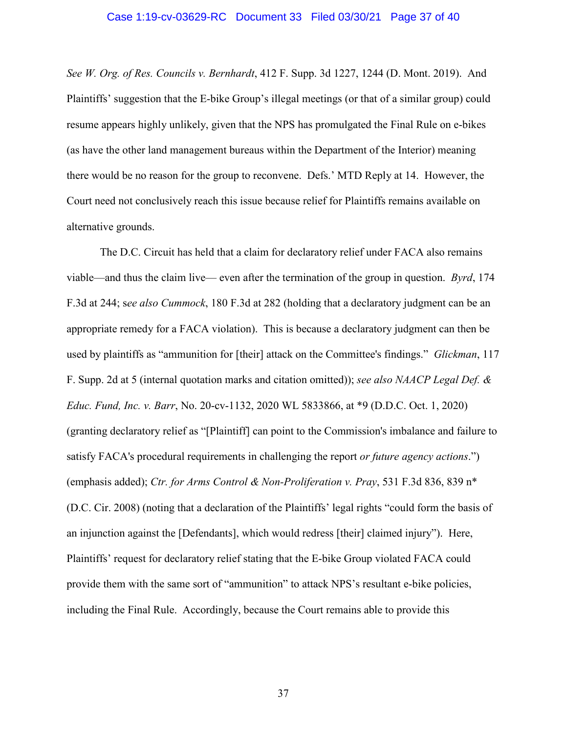*See W. Org. of Res. Councils v. Bernhardt*, 412 F. Supp. 3d 1227, 1244 (D. Mont. 2019). And Plaintiffs' suggestion that the E-bike Group's illegal meetings (or that of a similar group) could resume appears highly unlikely, given that the NPS has promulgated the Final Rule on e-bikes (as have the other land management bureaus within the Department of the Interior) meaning there would be no reason for the group to reconvene. Defs.' MTD Reply at 14. However, the Court need not conclusively reach this issue because relief for Plaintiffs remains available on alternative grounds.

The D.C. Circuit has held that a claim for declaratory relief under FACA also remains viable—and thus the claim live— even after the termination of the group in question. *Byrd*, 174 F.3d at 244; s*ee also Cummock*, 180 F.3d at 282 (holding that a declaratory judgment can be an appropriate remedy for a FACA violation). This is because a declaratory judgment can then be used by plaintiffs as "ammunition for [their] attack on the Committee's findings." *Glickman*, 117 F. Supp. 2d at 5 (internal quotation marks and citation omitted)); *see also NAACP Legal Def. & Educ. Fund, Inc. v. Barr*, No. 20-cv-1132, 2020 WL 5833866, at *9 (D.D.C. Oct. 1, 2020) (granting declaratory relief as "[Plaintiff] can point to the Commission's imbalance and failure to satisfy FACA's procedural requirements in challenging the report *or future agency actions*.") (emphasis added); *Ctr. for Arms Control & Non-Proliferation v. Pray*, 531 F.3d 836, 839 n* (D.C. Cir. 2008) (noting that a declaration of the Plaintiffs' legal rights "could form the basis of an injunction against the [Defendants], which would redress [their] claimed injury"). Here, Plaintiffs' request for declaratory relief stating that the E-bike Group violated FACA could provide them with the same sort of "ammunition" to attack NPS's resultant e-bike policies, including the Final Rule. Accordingly, because the Court remains able to provide this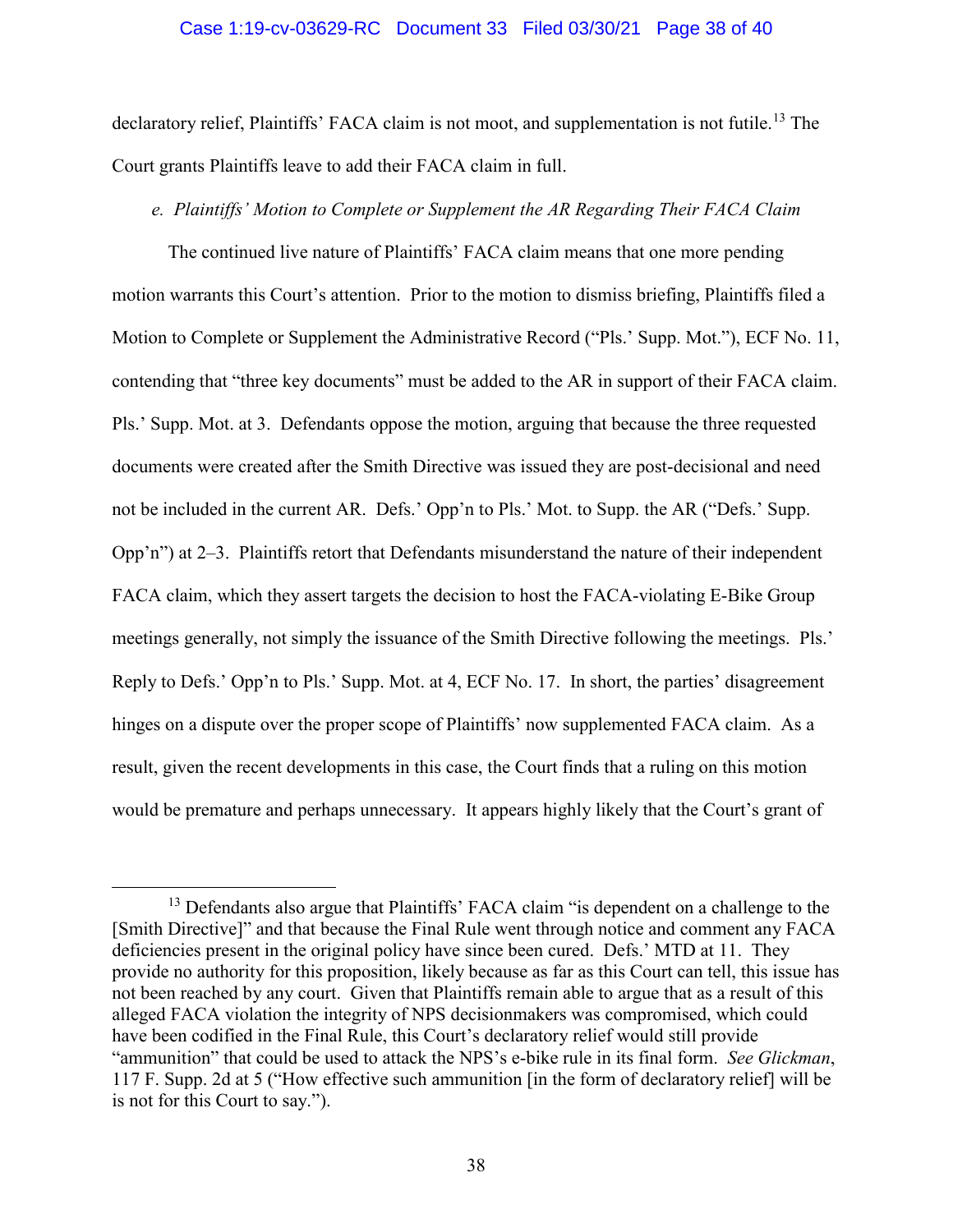declaratory relief, Plaintiffs' FACA claim is not moot, and supplementation is not futile.[13] The Court grants Plaintiffs leave to add their FACA claim in full.

*e. Plaintiffs' Motion to Complete or Supplement the AR Regarding Their FACA Claim*

The continued live nature of Plaintiffs' FACA claim means that one more pending motion warrants this Court's attention. Prior to the motion to dismiss briefing, Plaintiffs filed a Motion to Complete or Supplement the Administrative Record ("Pls.' Supp. Mot."), ECF No. 11, contending that "three key documents" must be added to the AR in support of their FACA claim. Pls.' Supp. Mot. at 3. Defendants oppose the motion, arguing that because the three requested documents were created after the Smith Directive was issued they are post-decisional and need not be included in the current AR. Defs.' Opp'n to Pls.' Mot. to Supp. the AR ("Defs.' Supp. Opp'n") at 2–3. Plaintiffs retort that Defendants misunderstand the nature of their independent FACA claim, which they assert targets the decision to host the FACA-violating E-Bike Group meetings generally, not simply the issuance of the Smith Directive following the meetings. Pls.' Reply to Defs.' Opp'n to Pls.' Supp. Mot. at 4, ECF No. 17. In short, the parties' disagreement hinges on a dispute over the proper scope of Plaintiffs' now supplemented FACA claim. As a result, given the recent developments in this case, the Court finds that a ruling on this motion would be premature and perhaps unnecessary. It appears highly likely that the Court's grant of

---

[13] Defendants also argue that Plaintiffs' FACA claim "is dependent on a challenge to the [Smith Directive]" and that because the Final Rule went through notice and comment any FACA deficiencies present in the original policy have since been cured. Defs.' MTD at 11. They provide no authority for this proposition, likely because as far as this Court can tell, this issue has not been reached by any court. Given that Plaintiffs remain able to argue that as a result of this alleged FACA violation the integrity of NPS decisionmakers was compromised, which could have been codified in the Final Rule, this Court's declaratory relief would still provide "ammunition" that could be used to attack the NPS's e-bike rule in its final form. *See Glickman*, 117 F. Supp. 2d at 5 ("How effective such ammunition [in the form of declaratory relief] will be is not for this Court to say.").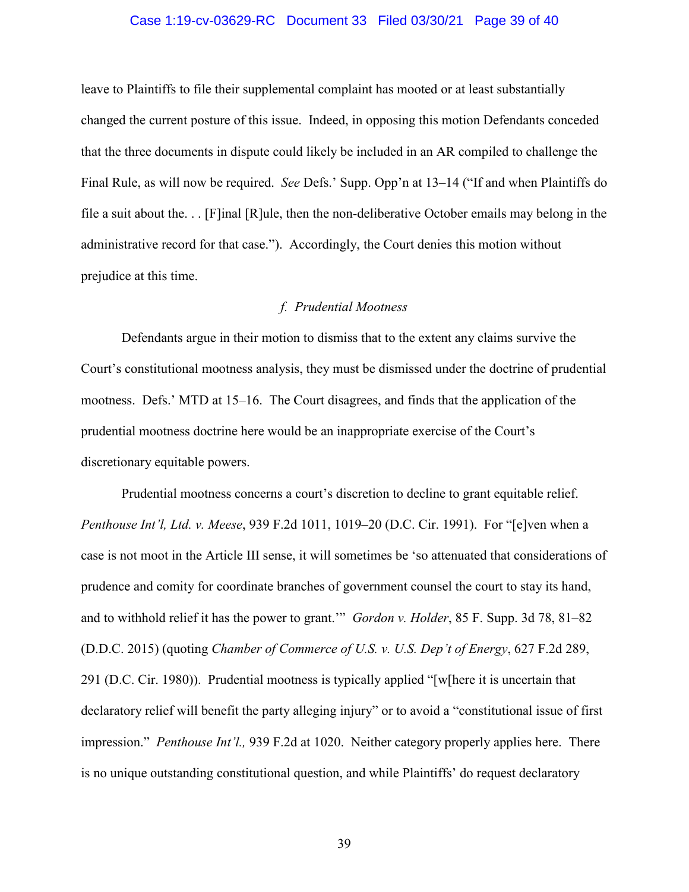leave to Plaintiffs to file their supplemental complaint has mooted or at least substantially changed the current posture of this issue. Indeed, in opposing this motion Defendants conceded that the three documents in dispute could likely be included in an AR compiled to challenge the Final Rule, as will now be required. *See* Defs.' Supp. Opp'n at 13–14 ("If and when Plaintiffs do file a suit about the. . . [F]inal [R]ule, then the non-deliberative October emails may belong in the administrative record for that case."). Accordingly, the Court denies this motion without prejudice at this time.

*f. Prudential Mootness*

Defendants argue in their motion to dismiss that to the extent any claims survive the Court's constitutional mootness analysis, they must be dismissed under the doctrine of prudential mootness. Defs.' MTD at 15–16. The Court disagrees, and finds that the application of the prudential mootness doctrine here would be an inappropriate exercise of the Court's discretionary equitable powers.

Prudential mootness concerns a court's discretion to decline to grant equitable relief. *Penthouse Int'l, Ltd. v. Meese*, 939 F.2d 1011, 1019–20 (D.C. Cir. 1991). For "[e]ven when a case is not moot in the Article III sense, it will sometimes be 'so attenuated that considerations of prudence and comity for coordinate branches of government counsel the court to stay its hand, and to withhold relief it has the power to grant.'" *Gordon v. Holder*, 85 F. Supp. 3d 78, 81–82 (D.D.C. 2015) (quoting *Chamber of Commerce of U.S. v. U.S. Dep't of Energy*, 627 F.2d 289, 291 (D.C. Cir. 1980)). Prudential mootness is typically applied "[w[here it is uncertain that declaratory relief will benefit the party alleging injury" or to avoid a "constitutional issue of first impression." *Penthouse Int'l.,* 939 F.2d at 1020. Neither category properly applies here. There is no unique outstanding constitutional question, and while Plaintiffs' do request declaratory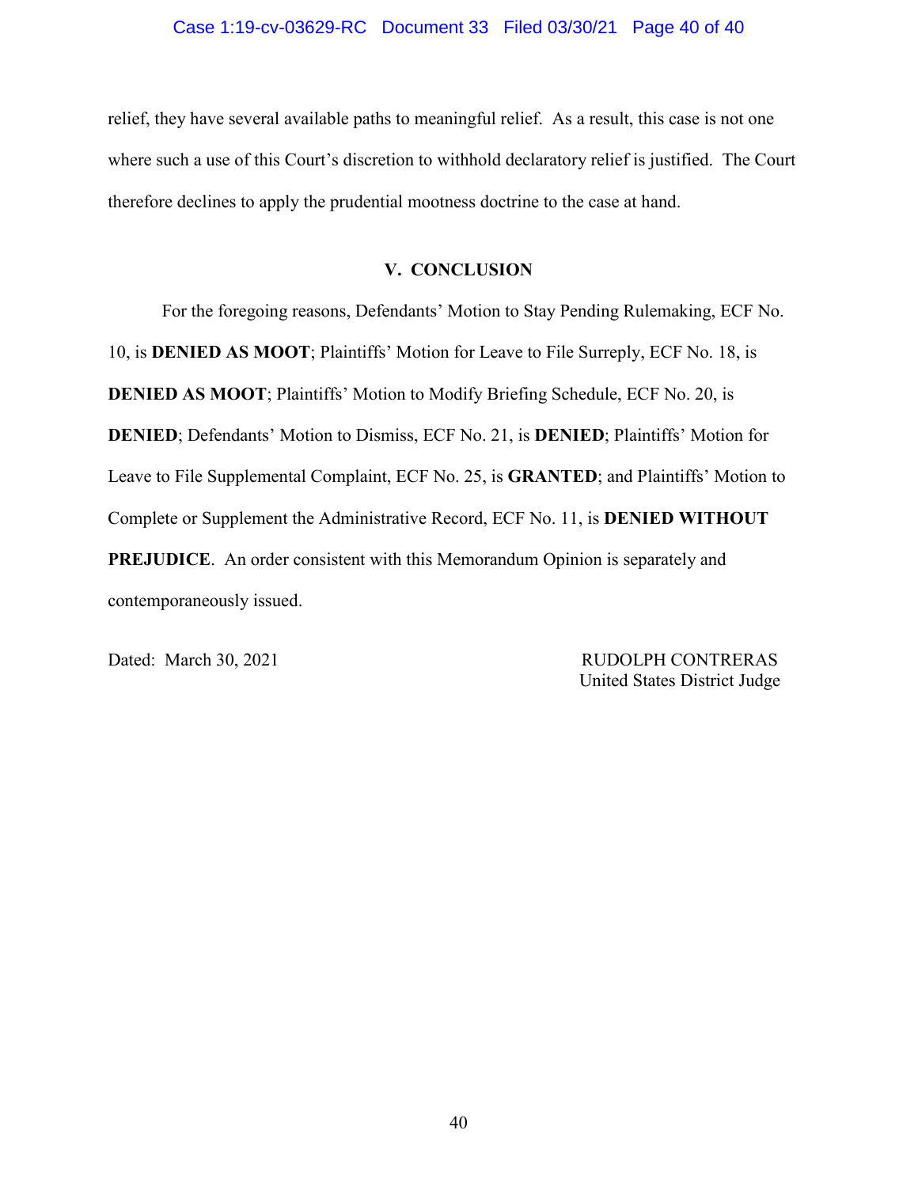relief, they have several available paths to meaningful relief. As a result, this case is not one where such a use of this Court's discretion to withhold declaratory relief is justified. The Court therefore declines to apply the prudential mootness doctrine to the case at hand.

## V. CONCLUSION

For the foregoing reasons, Defendants' Motion to Stay Pending Rulemaking, ECF No. 10, is **DENIED AS MOOT**; Plaintiffs' Motion for Leave to File Surreply, ECF No. 18, is **DENIED AS MOOT**; Plaintiffs' Motion to Modify Briefing Schedule, ECF No. 20, is **DENIED**; Defendants' Motion to Dismiss, ECF No. 21, is **DENIED**; Plaintiffs' Motion for Leave to File Supplemental Complaint, ECF No. 25, is **GRANTED**; and Plaintiffs' Motion to Complete or Supplement the Administrative Record, ECF No. 11, is **DENIED WITHOUT PREJUDICE**. An order consistent with this Memorandum Opinion is separately and contemporaneously issued.

Dated: March 30, 2021

RUDOLPH CONTRERAS
United States District Judge